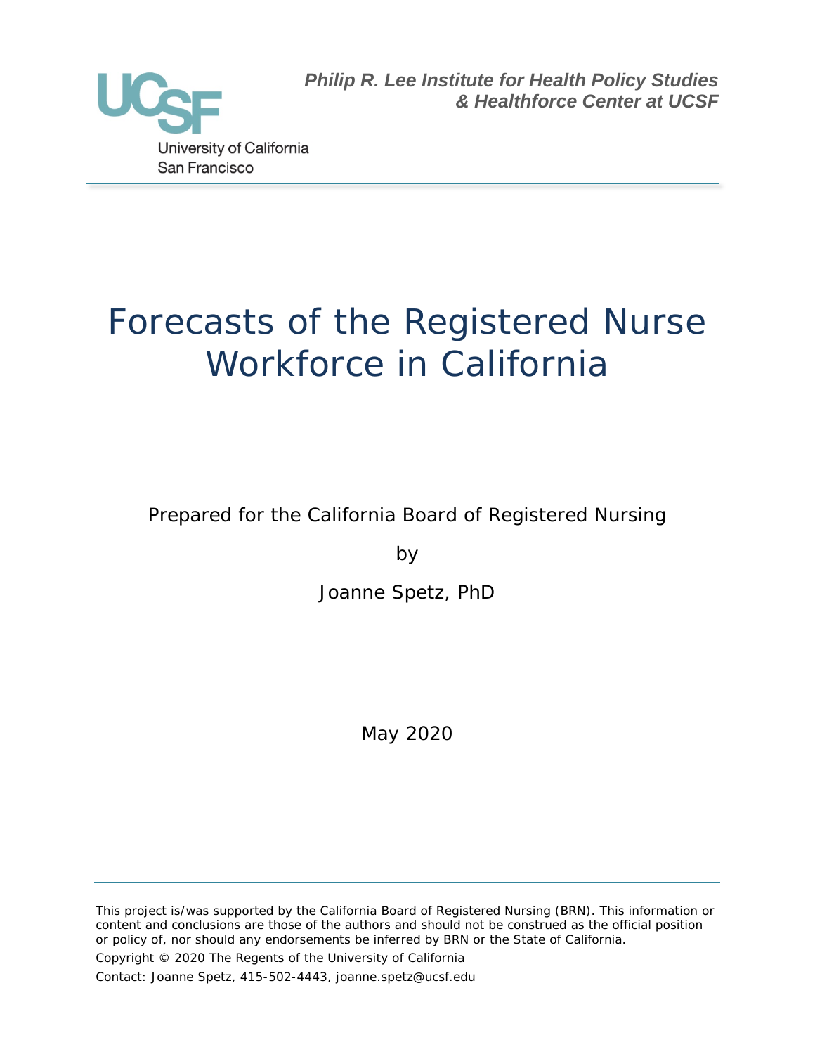UCSF
University of California
San Francisco

***Philip R. Lee Institute for Health Policy Studies & Healthforce Center at UCSF***

# Forecasts of the Registered Nurse Workforce in California

Prepared for the California Board of Registered Nursing

by

Joanne Spetz, PhD

May 2020

---

This project is/was supported by the California Board of Registered Nursing (BRN). This information or content and conclusions are those of the authors and should not be construed as the official position or policy of, nor should any endorsements be inferred by BRN or the State of California.

Copyright © 2020 The Regents of the University of California

Contact: Joanne Spetz, 415-502-4443, joanne.spetz@ucsf.edu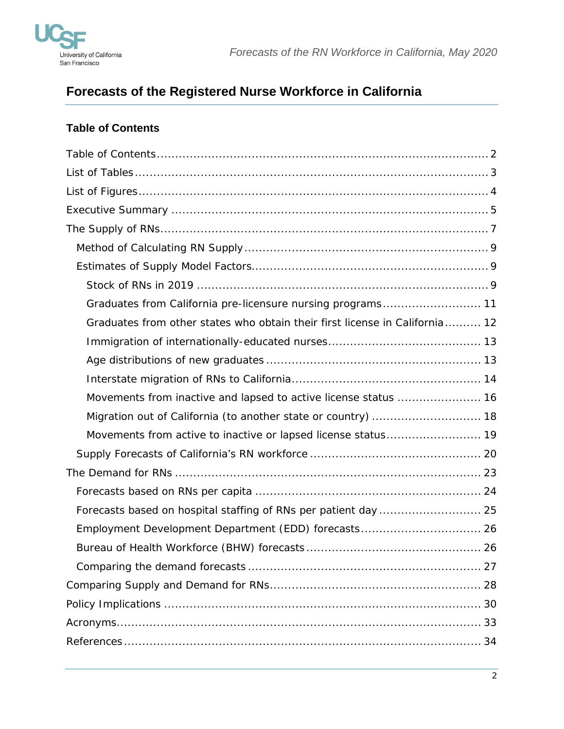# Forecasts of the Registered Nurse Workforce in California

## Table of Contents

Table of Contents ..... 2
List of Tables ..... 3
List of Figures ..... 4
Executive Summary ..... 5
The Supply of RNs ..... 7
- Method of Calculating RN Supply ..... 9
- Estimates of Supply Model Factors ..... 9
  - Stock of RNs in 2019 ..... 9
  - Graduates from California pre-licensure nursing programs ..... 11
  - Graduates from other states who obtain their first license in California ..... 12
  - Immigration of internationally-educated nurses ..... 13
  - Age distributions of new graduates ..... 13
  - Interstate migration of RNs to California ..... 14
  - Movements from inactive and lapsed to active license status ..... 16
  - Migration out of California (to another state or country) ..... 18
  - Movements from active to inactive or lapsed license status ..... 19
- Supply Forecasts of California's RN workforce ..... 20

The Demand for RNs ..... 23
- Forecasts based on RNs per capita ..... 24
- Forecasts based on hospital staffing of RNs per patient day ..... 25
- Employment Development Department (EDD) forecasts ..... 26
- Bureau of Health Workforce (BHW) forecasts ..... 26
- Comparing the demand forecasts ..... 27

Comparing Supply and Demand for RNs ..... 28
Policy Implications ..... 30
Acronyms ..... 33
References ..... 34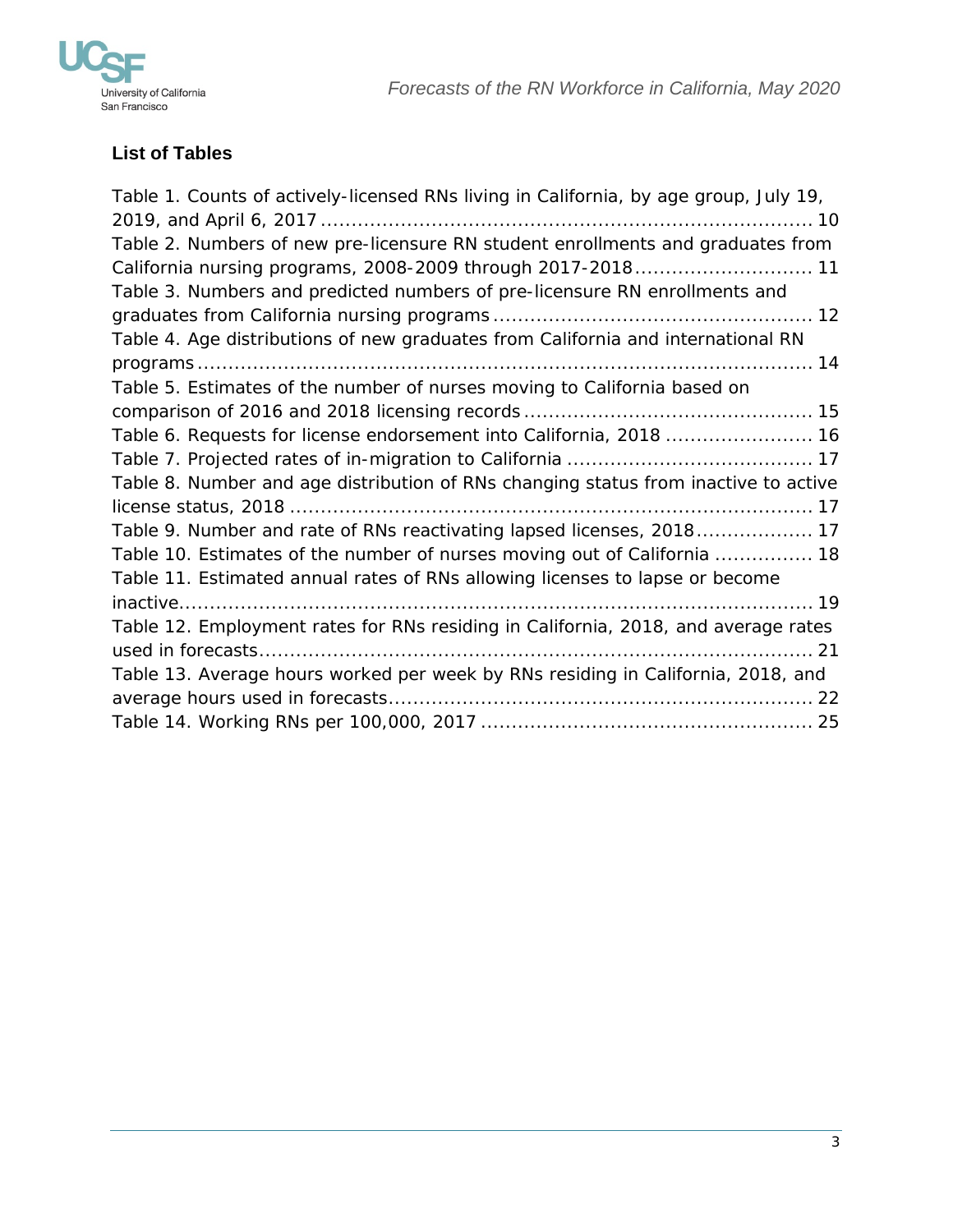## List of Tables

Table 1. Counts of actively-licensed RNs living in California, by age group, July 19, 2019, and April 6, 2017 ........ 10
Table 2. Numbers of new pre-licensure RN student enrollments and graduates from California nursing programs, 2008-2009 through 2017-2018 ........ 11
Table 3. Numbers and predicted numbers of pre-licensure RN enrollments and graduates from California nursing programs ........ 12
Table 4. Age distributions of new graduates from California and international RN programs ........ 14
Table 5. Estimates of the number of nurses moving to California based on comparison of 2016 and 2018 licensing records ........ 15
Table 6. Requests for license endorsement into California, 2018 ........ 16
Table 7. Projected rates of in-migration to California ........ 17
Table 8. Number and age distribution of RNs changing status from inactive to active license status, 2018 ........ 17
Table 9. Number and rate of RNs reactivating lapsed licenses, 2018 ........ 17
Table 10. Estimates of the number of nurses moving out of California ........ 18
Table 11. Estimated annual rates of RNs allowing licenses to lapse or become inactive ........ 19
Table 12. Employment rates for RNs residing in California, 2018, and average rates used in forecasts ........ 21
Table 13. Average hours worked per week by RNs residing in California, 2018, and average hours used in forecasts ........ 22
Table 14. Working RNs per 100,000, 2017 ........ 25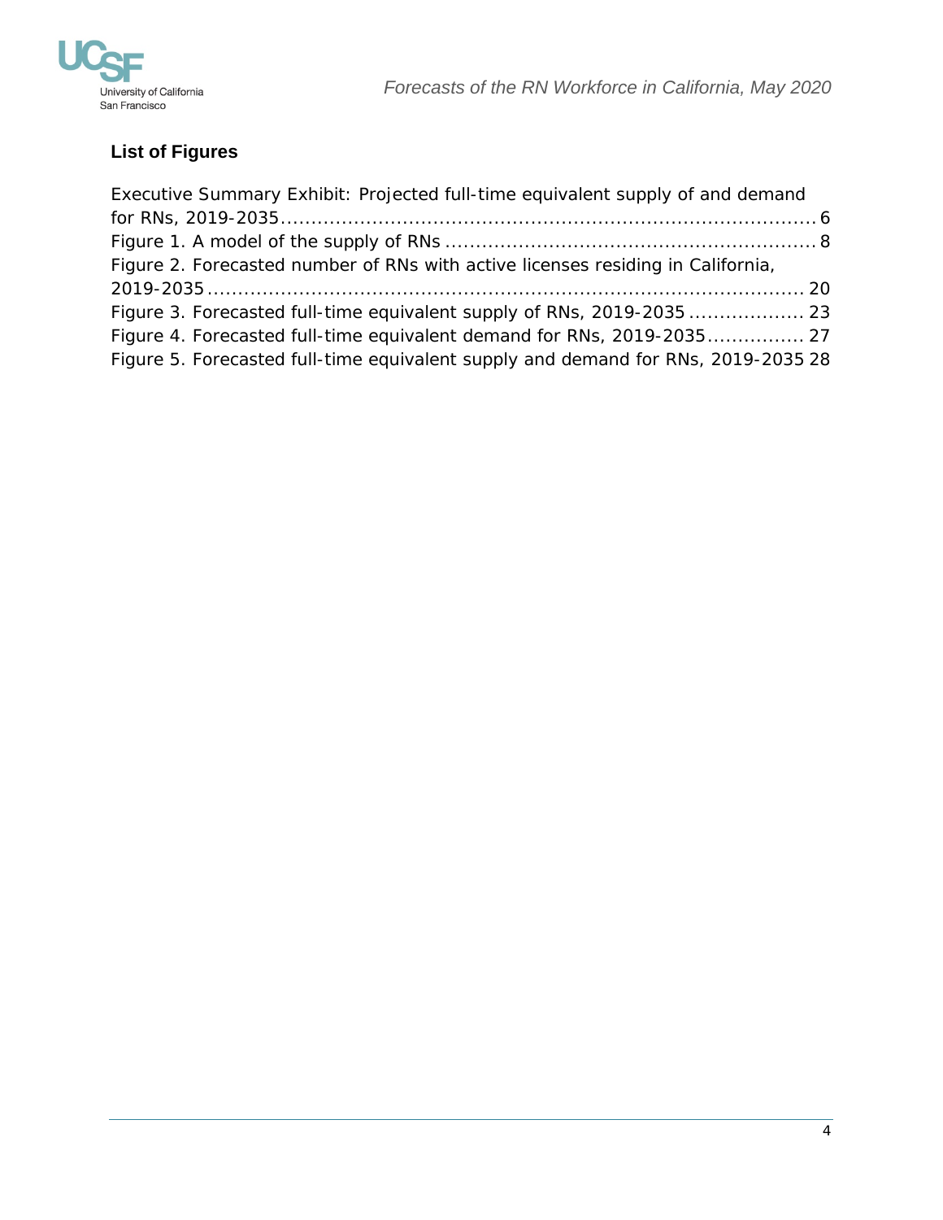## List of Figures

Executive Summary Exhibit: Projected full-time equivalent supply of and demand for RNs, 2019-2035 ........ 6
Figure 1. A model of the supply of RNs ........ 8
Figure 2. Forecasted number of RNs with active licenses residing in California, 2019-2035 ........ 20
Figure 3. Forecasted full-time equivalent supply of RNs, 2019-2035 ........ 23
Figure 4. Forecasted full-time equivalent demand for RNs, 2019-2035 ........ 27
Figure 5. Forecasted full-time equivalent supply and demand for RNs, 2019-2035 28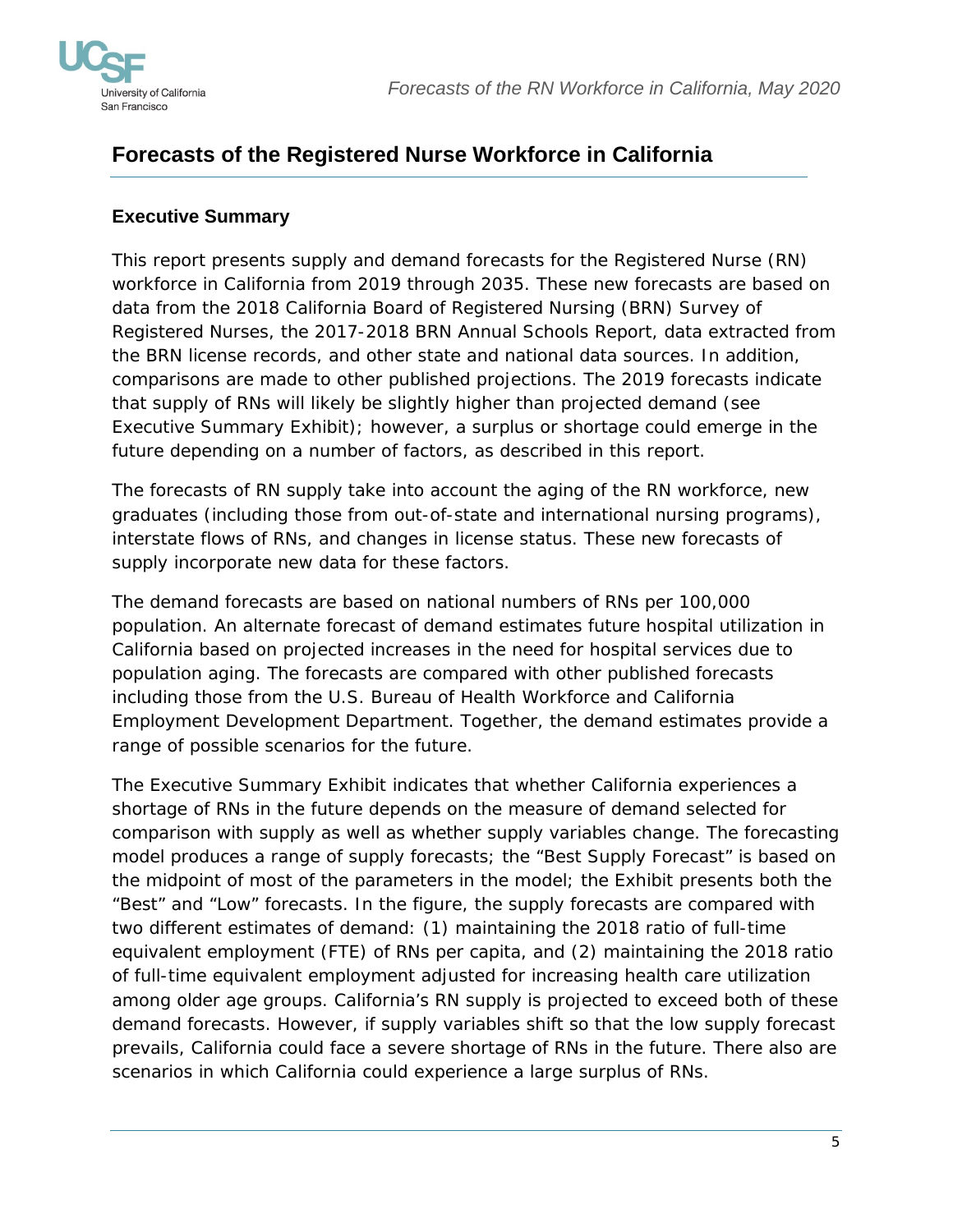# Forecasts of the Registered Nurse Workforce in California

## Executive Summary

This report presents supply and demand forecasts for the Registered Nurse (RN) workforce in California from 2019 through 2035. These new forecasts are based on data from the 2018 California Board of Registered Nursing (BRN) Survey of Registered Nurses, the 2017-2018 BRN Annual Schools Report, data extracted from the BRN license records, and other state and national data sources. In addition, comparisons are made to other published projections. The 2019 forecasts indicate that supply of RNs will likely be slightly higher than projected demand (see Executive Summary Exhibit); however, a surplus or shortage could emerge in the future depending on a number of factors, as described in this report.

The forecasts of RN supply take into account the aging of the RN workforce, new graduates (including those from out-of-state and international nursing programs), interstate flows of RNs, and changes in license status. These new forecasts of supply incorporate new data for these factors.

The demand forecasts are based on national numbers of RNs per 100,000 population. An alternate forecast of demand estimates future hospital utilization in California based on projected increases in the need for hospital services due to population aging. The forecasts are compared with other published forecasts including those from the U.S. Bureau of Health Workforce and California Employment Development Department. Together, the demand estimates provide a range of possible scenarios for the future.

The Executive Summary Exhibit indicates that whether California experiences a shortage of RNs in the future depends on the measure of demand selected for comparison with supply as well as whether supply variables change. The forecasting model produces a range of supply forecasts; the "Best Supply Forecast" is based on the midpoint of most of the parameters in the model; the Exhibit presents both the "Best" and "Low" forecasts. In the figure, the supply forecasts are compared with two different estimates of demand: (1) maintaining the 2018 ratio of full-time equivalent employment (FTE) of RNs per capita, and (2) maintaining the 2018 ratio of full-time equivalent employment adjusted for increasing health care utilization among older age groups. California's RN supply is projected to exceed both of these demand forecasts. However, if supply variables shift so that the low supply forecast prevails, California could face a severe shortage of RNs in the future. There also are scenarios in which California could experience a large surplus of RNs.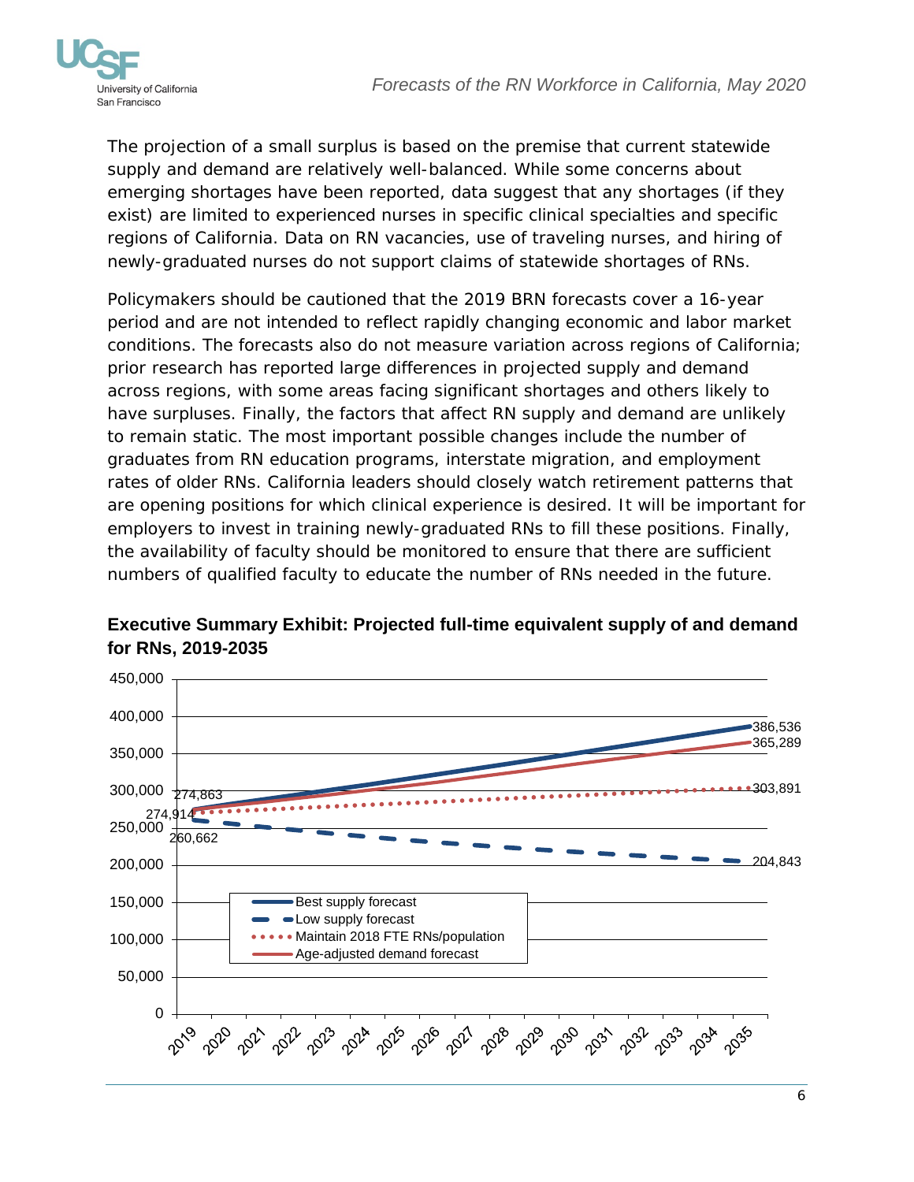The projection of a small surplus is based on the premise that current statewide supply and demand are relatively well-balanced. While some concerns about emerging shortages have been reported, data suggest that any shortages (if they exist) are limited to experienced nurses in specific clinical specialties and specific regions of California. Data on RN vacancies, use of traveling nurses, and hiring of newly-graduated nurses do not support claims of statewide shortages of RNs.

Policymakers should be cautioned that the 2019 BRN forecasts cover a 16-year period and are not intended to reflect rapidly changing economic and labor market conditions. The forecasts also do not measure variation across regions of California; prior research has reported large differences in projected supply and demand across regions, with some areas facing significant shortages and others likely to have surpluses. Finally, the factors that affect RN supply and demand are unlikely to remain static. The most important possible changes include the number of graduates from RN education programs, interstate migration, and employment rates of older RNs. California leaders should closely watch retirement patterns that are opening positions for which clinical experience is desired. It will be important for employers to invest in training newly-graduated RNs to fill these positions. Finally, the availability of faculty should be monitored to ensure that there are sufficient numbers of qualified faculty to educate the number of RNs needed in the future.

**Executive Summary Exhibit: Projected full-time equivalent supply of and demand for RNs, 2019-2035**

| Series | 2019 | 2035 |
|---|---|---|
| Best supply forecast | 274,863 | 386,536 |
| Low supply forecast | 260,662 | 204,843 |
| Maintain 2018 FTE RNs/population | 274,914 | 303,891 |
| Age-adjusted demand forecast | 274,914 | 365,289 |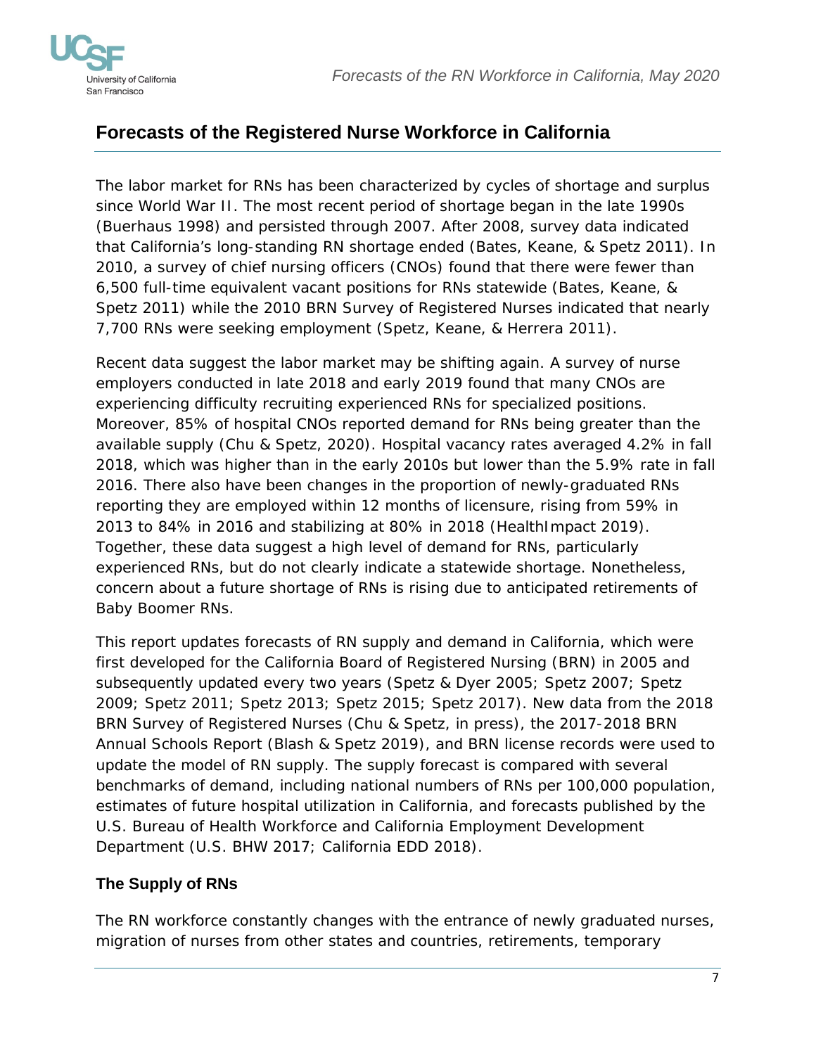## Forecasts of the Registered Nurse Workforce in California

The labor market for RNs has been characterized by cycles of shortage and surplus since World War II. The most recent period of shortage began in the late 1990s (Buerhaus 1998) and persisted through 2007. After 2008, survey data indicated that California's long-standing RN shortage ended (Bates, Keane, & Spetz 2011). In 2010, a survey of chief nursing officers (CNOs) found that there were fewer than 6,500 full-time equivalent vacant positions for RNs statewide (Bates, Keane, & Spetz 2011) while the 2010 BRN Survey of Registered Nurses indicated that nearly 7,700 RNs were seeking employment (Spetz, Keane, & Herrera 2011).

Recent data suggest the labor market may be shifting again. A survey of nurse employers conducted in late 2018 and early 2019 found that many CNOs are experiencing difficulty recruiting experienced RNs for specialized positions. Moreover, 85% of hospital CNOs reported demand for RNs being greater than the available supply (Chu & Spetz, 2020). Hospital vacancy rates averaged 4.2% in fall 2018, which was higher than in the early 2010s but lower than the 5.9% rate in fall 2016. There also have been changes in the proportion of newly-graduated RNs reporting they are employed within 12 months of licensure, rising from 59% in 2013 to 84% in 2016 and stabilizing at 80% in 2018 (HealthImpact 2019). Together, these data suggest a high level of demand for RNs, particularly experienced RNs, but do not clearly indicate a statewide shortage. Nonetheless, concern about a future shortage of RNs is rising due to anticipated retirements of Baby Boomer RNs.

This report updates forecasts of RN supply and demand in California, which were first developed for the California Board of Registered Nursing (BRN) in 2005 and subsequently updated every two years (Spetz & Dyer 2005; Spetz 2007; Spetz 2009; Spetz 2011; Spetz 2013; Spetz 2015; Spetz 2017). New data from the 2018 BRN Survey of Registered Nurses (Chu & Spetz, in press), the 2017-2018 BRN Annual Schools Report (Blash & Spetz 2019), and BRN license records were used to update the model of RN supply. The supply forecast is compared with several benchmarks of demand, including national numbers of RNs per 100,000 population, estimates of future hospital utilization in California, and forecasts published by the U.S. Bureau of Health Workforce and California Employment Development Department (U.S. BHW 2017; California EDD 2018).

### The Supply of RNs

The RN workforce constantly changes with the entrance of newly graduated nurses, migration of nurses from other states and countries, retirements, temporary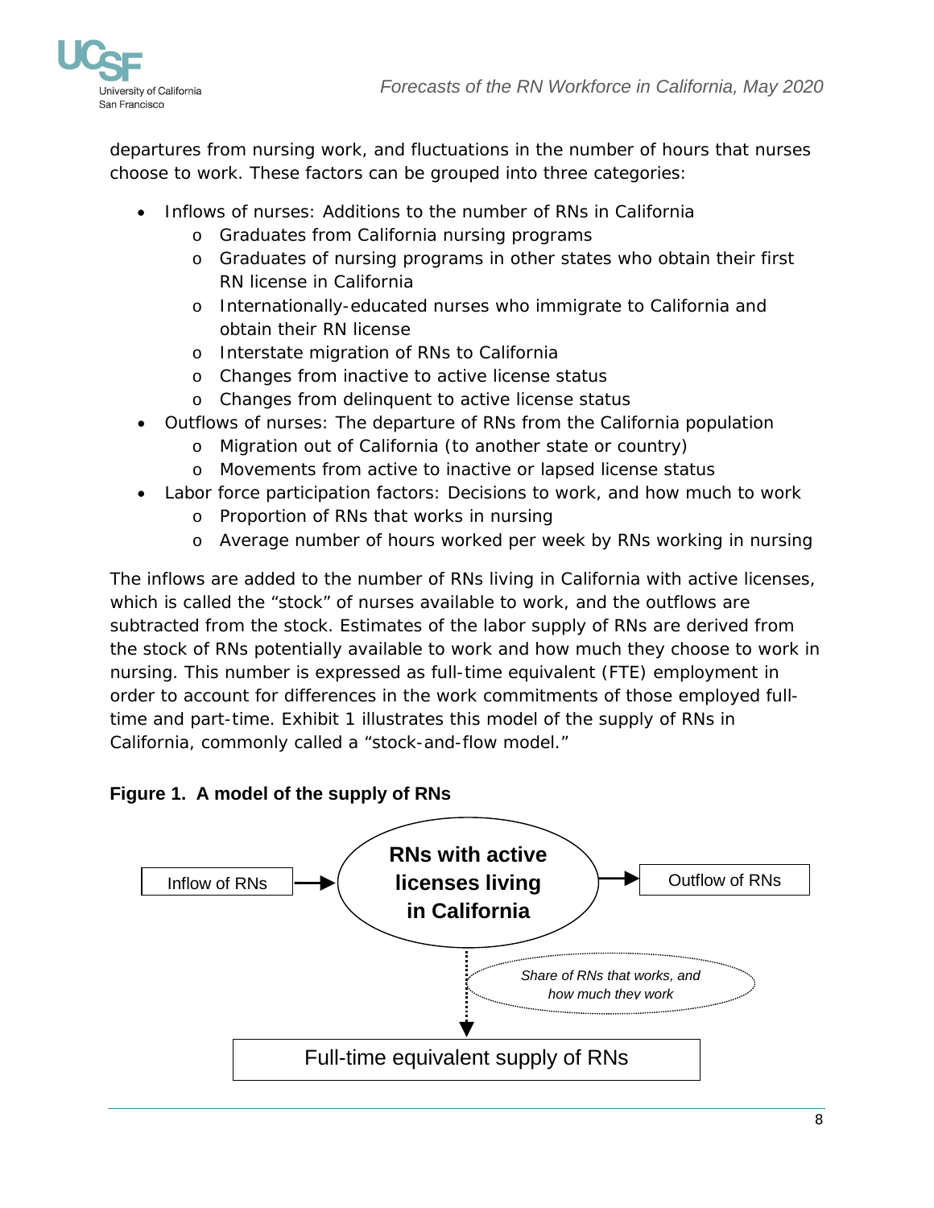departures from nursing work, and fluctuations in the number of hours that nurses choose to work. These factors can be grouped into three categories:

- Inflows of nurses: Additions to the number of RNs in California
  - Graduates from California nursing programs
  - Graduates of nursing programs in other states who obtain their first RN license in California
  - Internationally-educated nurses who immigrate to California and obtain their RN license
  - Interstate migration of RNs to California
  - Changes from inactive to active license status
  - Changes from delinquent to active license status
- Outflows of nurses: The departure of RNs from the California population
  - Migration out of California (to another state or country)
  - Movements from active to inactive or lapsed license status
- Labor force participation factors: Decisions to work, and how much to work
  - Proportion of RNs that works in nursing
  - Average number of hours worked per week by RNs working in nursing

The inflows are added to the number of RNs living in California with active licenses, which is called the "stock" of nurses available to work, and the outflows are subtracted from the stock. Estimates of the labor supply of RNs are derived from the stock of RNs potentially available to work and how much they choose to work in nursing. This number is expressed as full-time equivalent (FTE) employment in order to account for differences in the work commitments of those employed full-time and part-time. Exhibit 1 illustrates this model of the supply of RNs in California, commonly called a "stock-and-flow model."

**Figure 1. A model of the supply of RNs**

Inflow of RNs → **RNs with active licenses living in California** → Outflow of RNs

↓ *Share of RNs that works, and how much they work*

Full-time equivalent supply of RNs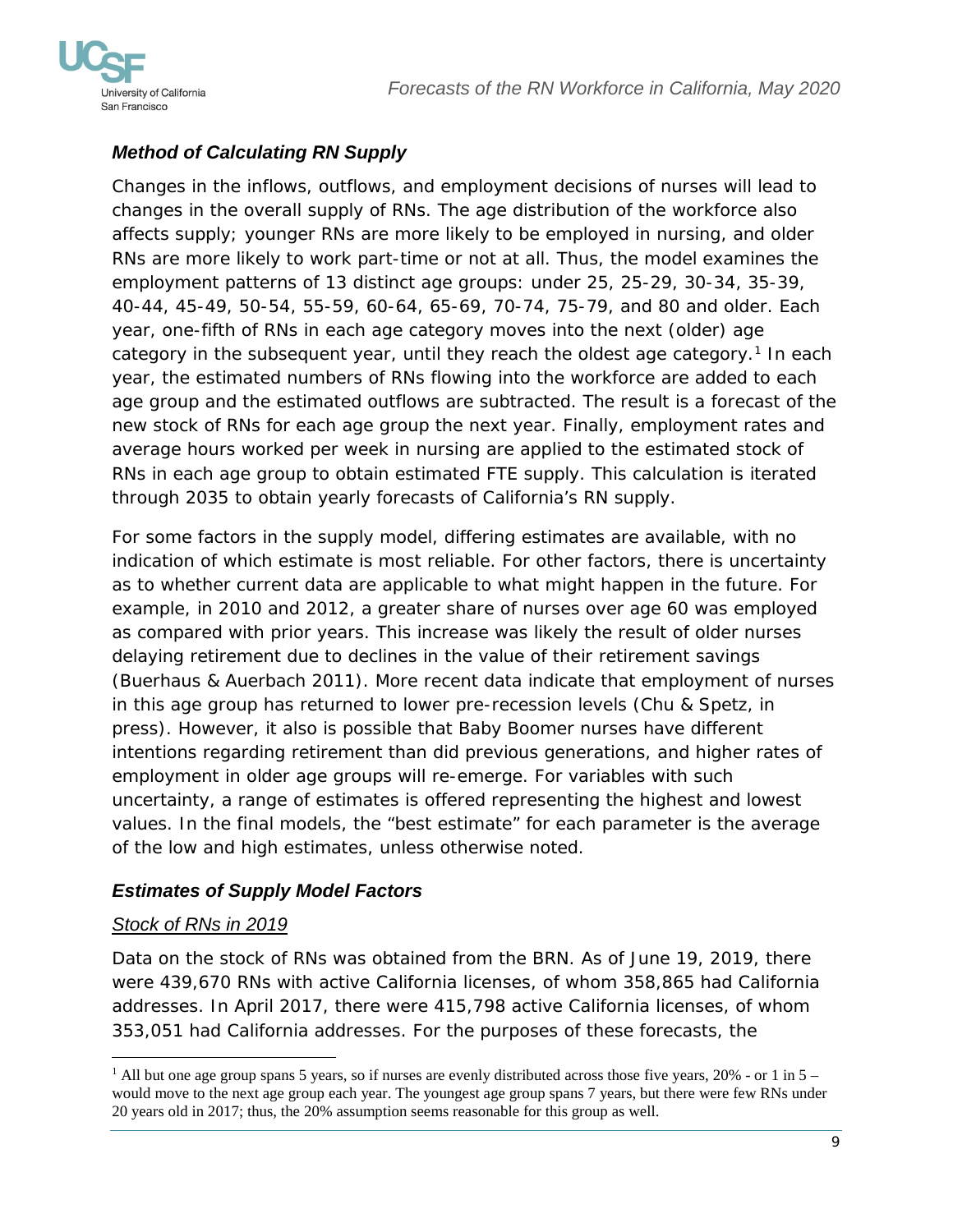### *Method of Calculating RN Supply*

Changes in the inflows, outflows, and employment decisions of nurses will lead to changes in the overall supply of RNs. The age distribution of the workforce also affects supply; younger RNs are more likely to be employed in nursing, and older RNs are more likely to work part-time or not at all. Thus, the model examines the employment patterns of 13 distinct age groups: under 25, 25-29, 30-34, 35-39, 40-44, 45-49, 50-54, 55-59, 60-64, 65-69, 70-74, 75-79, and 80 and older. Each year, one-fifth of RNs in each age category moves into the next (older) age category in the subsequent year, until they reach the oldest age category.[1] In each year, the estimated numbers of RNs flowing into the workforce are added to each age group and the estimated outflows are subtracted. The result is a forecast of the new stock of RNs for each age group the next year. Finally, employment rates and average hours worked per week in nursing are applied to the estimated stock of RNs in each age group to obtain estimated FTE supply. This calculation is iterated through 2035 to obtain yearly forecasts of California's RN supply.

For some factors in the supply model, differing estimates are available, with no indication of which estimate is most reliable. For other factors, there is uncertainty as to whether current data are applicable to what might happen in the future. For example, in 2010 and 2012, a greater share of nurses over age 60 was employed as compared with prior years. This increase was likely the result of older nurses delaying retirement due to declines in the value of their retirement savings (Buerhaus & Auerbach 2011). More recent data indicate that employment of nurses in this age group has returned to lower pre-recession levels (Chu & Spetz, in press). However, it also is possible that Baby Boomer nurses have different intentions regarding retirement than did previous generations, and higher rates of employment in older age groups will re-emerge. For variables with such uncertainty, a range of estimates is offered representing the highest and lowest values. In the final models, the "best estimate" for each parameter is the average of the low and high estimates, unless otherwise noted.

### *Estimates of Supply Model Factors*

*Stock of RNs in 2019*

Data on the stock of RNs was obtained from the BRN. As of June 19, 2019, there were 439,670 RNs with active California licenses, of whom 358,865 had California addresses. In April 2017, there were 415,798 active California licenses, of whom 353,051 had California addresses. For the purposes of these forecasts, the

[1] All but one age group spans 5 years, so if nurses are evenly distributed across those five years, 20% - or 1 in 5 – would move to the next age group each year. The youngest age group spans 7 years, but there were few RNs under 20 years old in 2017; thus, the 20% assumption seems reasonable for this group as well.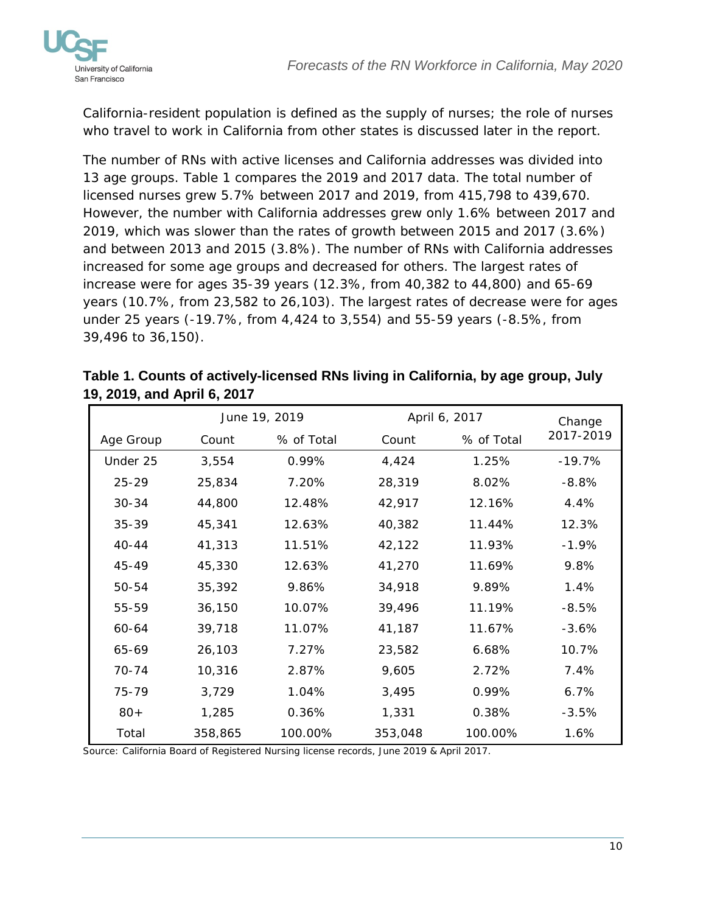California-resident population is defined as the supply of nurses; the role of nurses who travel to work in California from other states is discussed later in the report.

The number of RNs with active licenses and California addresses was divided into 13 age groups. Table 1 compares the 2019 and 2017 data. The total number of licensed nurses grew 5.7% between 2017 and 2019, from 415,798 to 439,670. However, the number with California addresses grew only 1.6% between 2017 and 2019, which was slower than the rates of growth between 2015 and 2017 (3.6%) and between 2013 and 2015 (3.8%). The number of RNs with California addresses increased for some age groups and decreased for others. The largest rates of increase were for ages 35-39 years (12.3%, from 40,382 to 44,800) and 65-69 years (10.7%, from 23,582 to 26,103). The largest rates of decrease were for ages under 25 years (-19.7%, from 4,424 to 3,554) and 55-59 years (-8.5%, from 39,496 to 36,150).

**Table 1. Counts of actively-licensed RNs living in California, by age group, July 19, 2019, and April 6, 2017**

| | June 19, 2019 | | April 6, 2017 | | Change |
|---|---|---|---|---|---|
| Age Group | Count | % of Total | Count | % of Total | 2017-2019 |
| Under 25 | 3,554 | 0.99% | 4,424 | 1.25% | -19.7% |
| 25-29 | 25,834 | 7.20% | 28,319 | 8.02% | -8.8% |
| 30-34 | 44,800 | 12.48% | 42,917 | 12.16% | 4.4% |
| 35-39 | 45,341 | 12.63% | 40,382 | 11.44% | 12.3% |
| 40-44 | 41,313 | 11.51% | 42,122 | 11.93% | -1.9% |
| 45-49 | 45,330 | 12.63% | 41,270 | 11.69% | 9.8% |
| 50-54 | 35,392 | 9.86% | 34,918 | 9.89% | 1.4% |
| 55-59 | 36,150 | 10.07% | 39,496 | 11.19% | -8.5% |
| 60-64 | 39,718 | 11.07% | 41,187 | 11.67% | -3.6% |
| 65-69 | 26,103 | 7.27% | 23,582 | 6.68% | 10.7% |
| 70-74 | 10,316 | 2.87% | 9,605 | 2.72% | 7.4% |
| 75-79 | 3,729 | 1.04% | 3,495 | 0.99% | 6.7% |
| 80+ | 1,285 | 0.36% | 1,331 | 0.38% | -3.5% |
| Total | 358,865 | 100.00% | 353,048 | 100.00% | 1.6% |

Source: California Board of Registered Nursing license records, June 2019 & April 2017.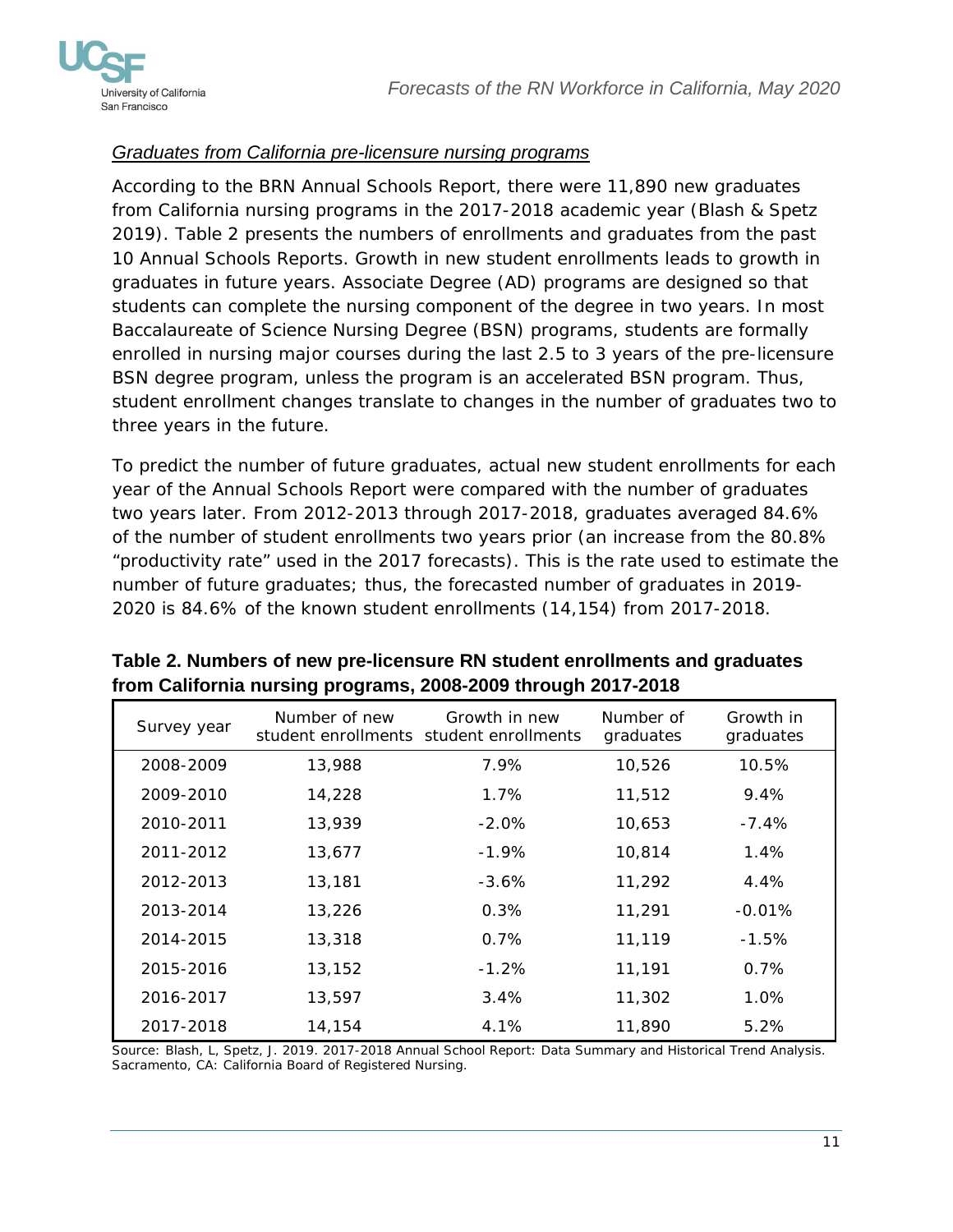*Graduates from California pre-licensure nursing programs*

According to the BRN Annual Schools Report, there were 11,890 new graduates from California nursing programs in the 2017-2018 academic year (Blash & Spetz 2019). Table 2 presents the numbers of enrollments and graduates from the past 10 Annual Schools Reports. Growth in new student enrollments leads to growth in graduates in future years. Associate Degree (AD) programs are designed so that students can complete the nursing component of the degree in two years. In most Baccalaureate of Science Nursing Degree (BSN) programs, students are formally enrolled in nursing major courses during the last 2.5 to 3 years of the pre-licensure BSN degree program, unless the program is an accelerated BSN program. Thus, student enrollment changes translate to changes in the number of graduates two to three years in the future.

To predict the number of future graduates, actual new student enrollments for each year of the Annual Schools Report were compared with the number of graduates two years later. From 2012-2013 through 2017-2018, graduates averaged 84.6% of the number of student enrollments two years prior (an increase from the 80.8% "productivity rate" used in the 2017 forecasts). This is the rate used to estimate the number of future graduates; thus, the forecasted number of graduates in 2019-2020 is 84.6% of the known student enrollments (14,154) from 2017-2018.

**Table 2. Numbers of new pre-licensure RN student enrollments and graduates from California nursing programs, 2008-2009 through 2017-2018**

| Survey year | Number of new student enrollments | Growth in new student enrollments | Number of graduates | Growth in graduates |
|---|---|---|---|---|
| 2008-2009 | 13,988 | 7.9% | 10,526 | 10.5% |
| 2009-2010 | 14,228 | 1.7% | 11,512 | 9.4% |
| 2010-2011 | 13,939 | -2.0% | 10,653 | -7.4% |
| 2011-2012 | 13,677 | -1.9% | 10,814 | 1.4% |
| 2012-2013 | 13,181 | -3.6% | 11,292 | 4.4% |
| 2013-2014 | 13,226 | 0.3% | 11,291 | -0.01% |
| 2014-2015 | 13,318 | 0.7% | 11,119 | -1.5% |
| 2015-2016 | 13,152 | -1.2% | 11,191 | 0.7% |
| 2016-2017 | 13,597 | 3.4% | 11,302 | 1.0% |
| 2017-2018 | 14,154 | 4.1% | 11,890 | 5.2% |

Source: Blash, L, Spetz, J. 2019. 2017-2018 Annual School Report: Data Summary and Historical Trend Analysis. Sacramento, CA: California Board of Registered Nursing.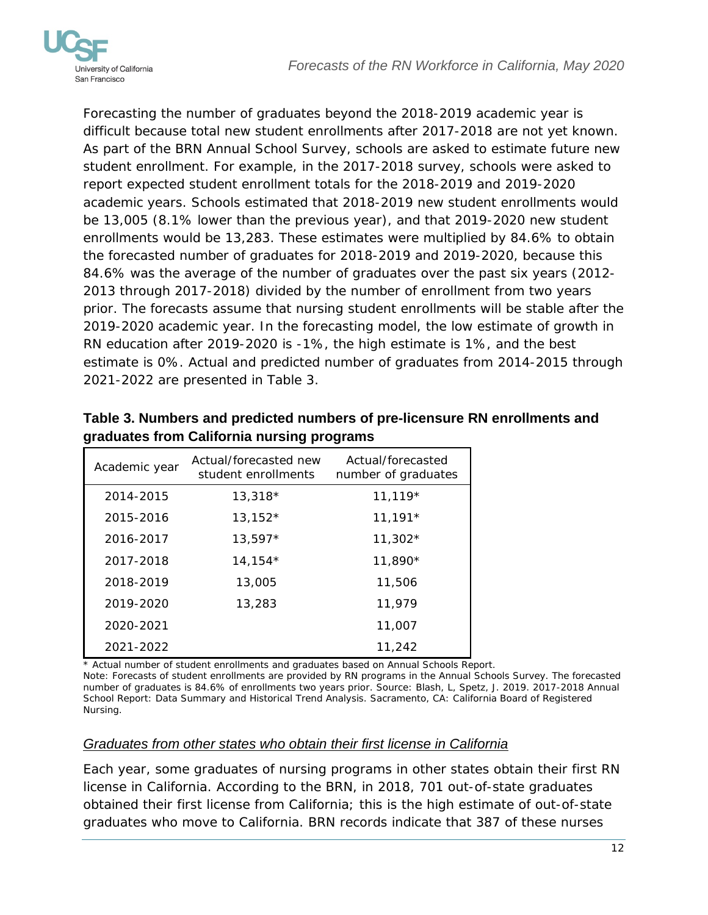Forecasting the number of graduates beyond the 2018-2019 academic year is difficult because total new student enrollments after 2017-2018 are not yet known. As part of the BRN Annual School Survey, schools are asked to estimate future new student enrollment. For example, in the 2017-2018 survey, schools were asked to report expected student enrollment totals for the 2018-2019 and 2019-2020 academic years. Schools estimated that 2018-2019 new student enrollments would be 13,005 (8.1% lower than the previous year), and that 2019-2020 new student enrollments would be 13,283. These estimates were multiplied by 84.6% to obtain the forecasted number of graduates for 2018-2019 and 2019-2020, because this 84.6% was the average of the number of graduates over the past six years (2012-2013 through 2017-2018) divided by the number of enrollment from two years prior. The forecasts assume that nursing student enrollments will be stable after the 2019-2020 academic year. In the forecasting model, the low estimate of growth in RN education after 2019-2020 is -1%, the high estimate is 1%, and the best estimate is 0%. Actual and predicted number of graduates from 2014-2015 through 2021-2022 are presented in Table 3.

**Table 3. Numbers and predicted numbers of pre-licensure RN enrollments and graduates from California nursing programs**

| Academic year | Actual/forecasted new student enrollments | Actual/forecasted number of graduates |
|---|---|---|
| 2014-2015 | 13,318* | 11,119* |
| 2015-2016 | 13,152* | 11,191* |
| 2016-2017 | 13,597* | 11,302* |
| 2017-2018 | 14,154* | 11,890* |
| 2018-2019 | 13,005 | 11,506 |
| 2019-2020 | 13,283 | 11,979 |
| 2020-2021 | | 11,007 |
| 2021-2022 | | 11,242 |

\* Actual number of student enrollments and graduates based on Annual Schools Report.
Note: Forecasts of student enrollments are provided by RN programs in the Annual Schools Survey. The forecasted number of graduates is 84.6% of enrollments two years prior. Source: Blash, L, Spetz, J. 2019. 2017-2018 Annual School Report: Data Summary and Historical Trend Analysis. Sacramento, CA: California Board of Registered Nursing.

*Graduates from other states who obtain their first license in California*

Each year, some graduates of nursing programs in other states obtain their first RN license in California. According to the BRN, in 2018, 701 out-of-state graduates obtained their first license from California; this is the high estimate of out-of-state graduates who move to California. BRN records indicate that 387 of these nurses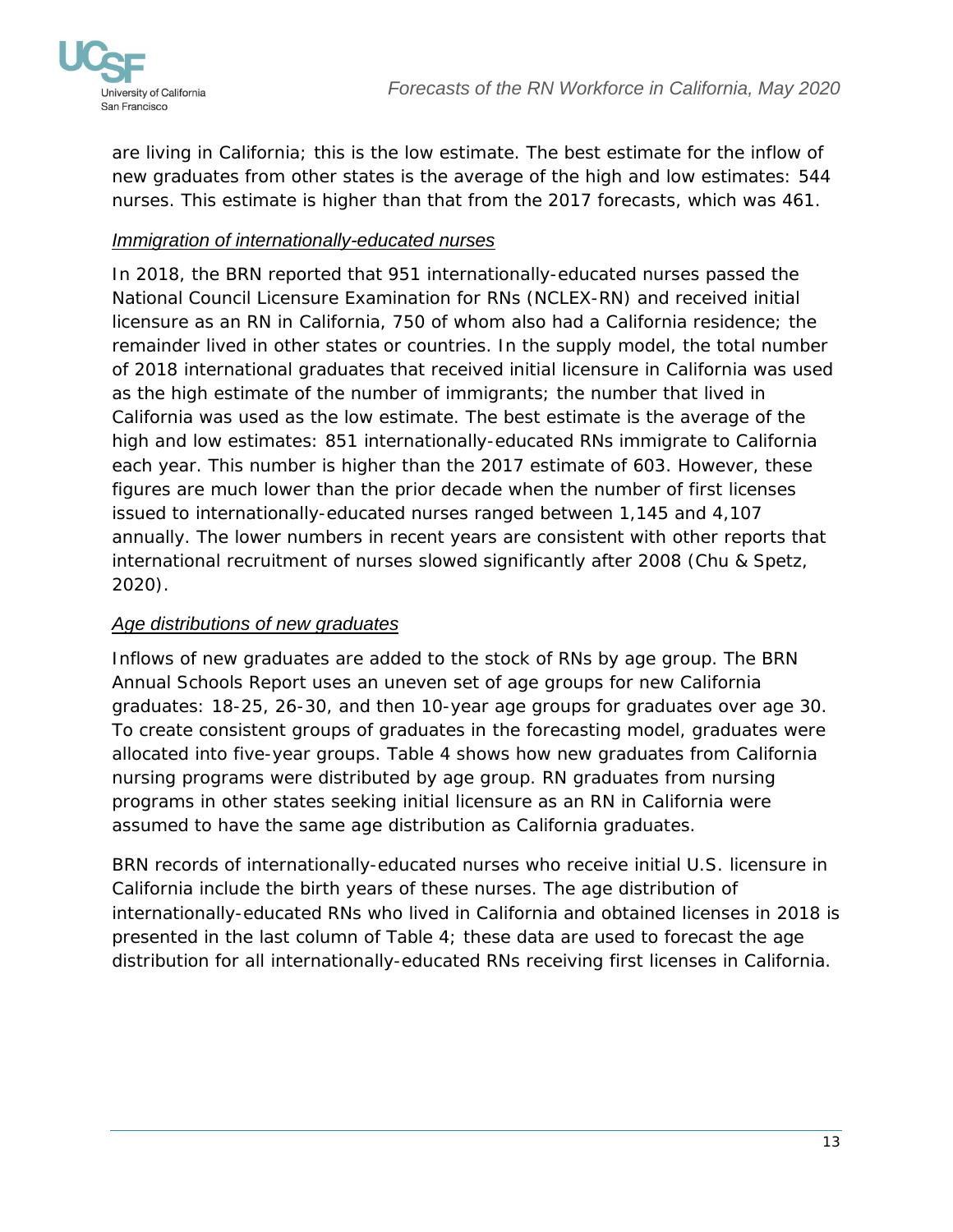are living in California; this is the low estimate. The best estimate for the inflow of new graduates from other states is the average of the high and low estimates: 544 nurses. This estimate is higher than that from the 2017 forecasts, which was 461.

### *Immigration of internationally-educated nurses*

In 2018, the BRN reported that 951 internationally-educated nurses passed the National Council Licensure Examination for RNs (NCLEX-RN) and received initial licensure as an RN in California, 750 of whom also had a California residence; the remainder lived in other states or countries. In the supply model, the total number of 2018 international graduates that received initial licensure in California was used as the high estimate of the number of immigrants; the number that lived in California was used as the low estimate. The best estimate is the average of the high and low estimates: 851 internationally-educated RNs immigrate to California each year. This number is higher than the 2017 estimate of 603. However, these figures are much lower than the prior decade when the number of first licenses issued to internationally-educated nurses ranged between 1,145 and 4,107 annually. The lower numbers in recent years are consistent with other reports that international recruitment of nurses slowed significantly after 2008 (Chu & Spetz, 2020).

### *Age distributions of new graduates*

Inflows of new graduates are added to the stock of RNs by age group. The BRN Annual Schools Report uses an uneven set of age groups for new California graduates: 18-25, 26-30, and then 10-year age groups for graduates over age 30. To create consistent groups of graduates in the forecasting model, graduates were allocated into five-year groups. Table 4 shows how new graduates from California nursing programs were distributed by age group. RN graduates from nursing programs in other states seeking initial licensure as an RN in California were assumed to have the same age distribution as California graduates.

BRN records of internationally-educated nurses who receive initial U.S. licensure in California include the birth years of these nurses. The age distribution of internationally-educated RNs who lived in California and obtained licenses in 2018 is presented in the last column of Table 4; these data are used to forecast the age distribution for all internationally-educated RNs receiving first licenses in California.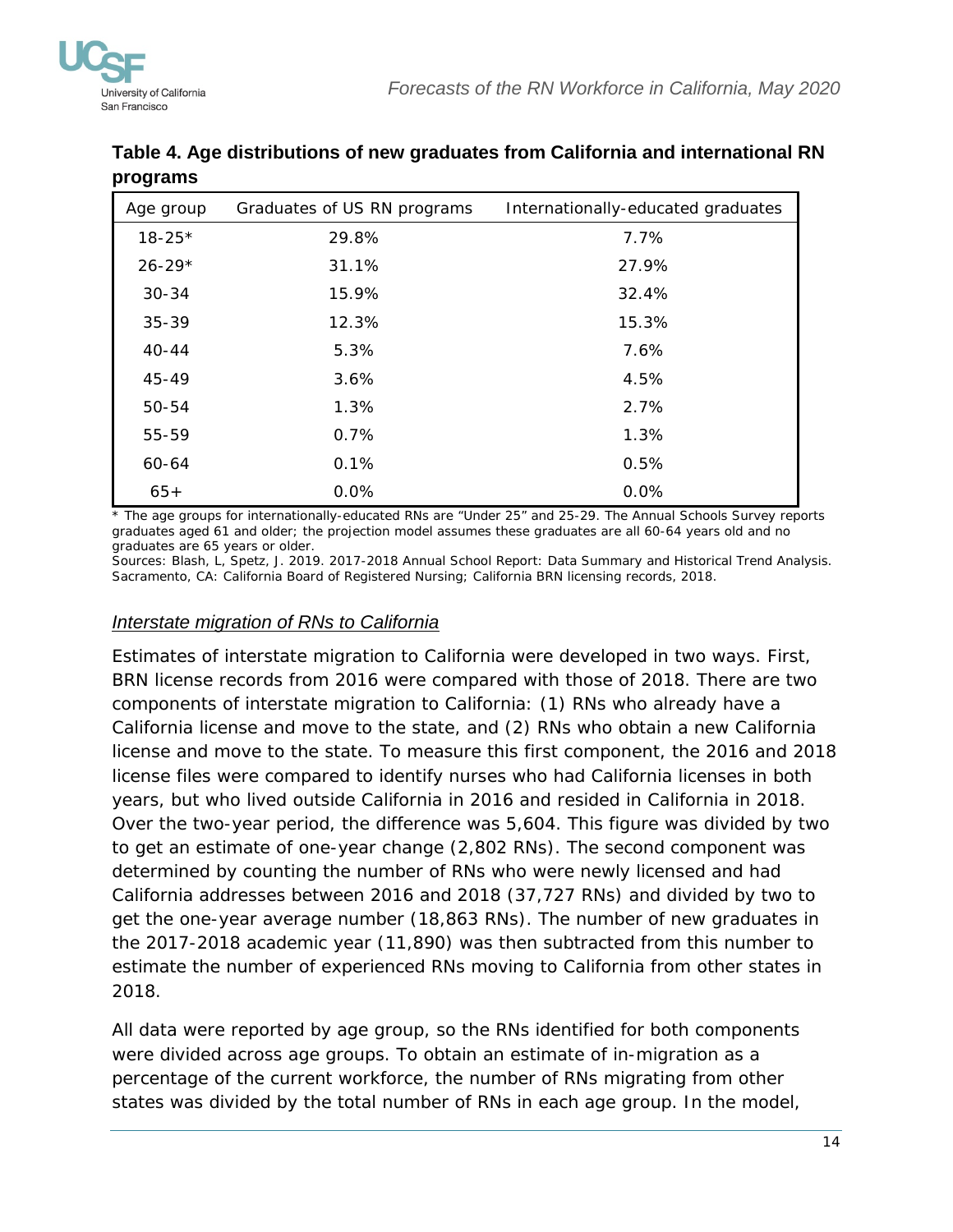**Table 4. Age distributions of new graduates from California and international RN programs**

| Age group | Graduates of US RN programs | Internationally-educated graduates |
|---|---|---|
| 18-25* | 29.8% | 7.7% |
| 26-29* | 31.1% | 27.9% |
| 30-34 | 15.9% | 32.4% |
| 35-39 | 12.3% | 15.3% |
| 40-44 | 5.3% | 7.6% |
| 45-49 | 3.6% | 4.5% |
| 50-54 | 1.3% | 2.7% |
| 55-59 | 0.7% | 1.3% |
| 60-64 | 0.1% | 0.5% |
| 65+ | 0.0% | 0.0% |

\* The age groups for internationally-educated RNs are "Under 25" and 25-29. The Annual Schools Survey reports graduates aged 61 and older; the projection model assumes these graduates are all 60-64 years old and no graduates are 65 years or older.

Sources: Blash, L, Spetz, J. 2019. 2017-2018 Annual School Report: Data Summary and Historical Trend Analysis. Sacramento, CA: California Board of Registered Nursing; California BRN licensing records, 2018.

### *Interstate migration of RNs to California*

Estimates of interstate migration to California were developed in two ways. First, BRN license records from 2016 were compared with those of 2018. There are two components of interstate migration to California: (1) RNs who already have a California license and move to the state, and (2) RNs who obtain a new California license and move to the state. To measure this first component, the 2016 and 2018 license files were compared to identify nurses who had California licenses in both years, but who lived outside California in 2016 and resided in California in 2018. Over the two-year period, the difference was 5,604. This figure was divided by two to get an estimate of one-year change (2,802 RNs). The second component was determined by counting the number of RNs who were newly licensed and had California addresses between 2016 and 2018 (37,727 RNs) and divided by two to get the one-year average number (18,863 RNs). The number of new graduates in the 2017-2018 academic year (11,890) was then subtracted from this number to estimate the number of experienced RNs moving to California from other states in 2018.

All data were reported by age group, so the RNs identified for both components were divided across age groups. To obtain an estimate of in-migration as a percentage of the current workforce, the number of RNs migrating from other states was divided by the total number of RNs in each age group. In the model,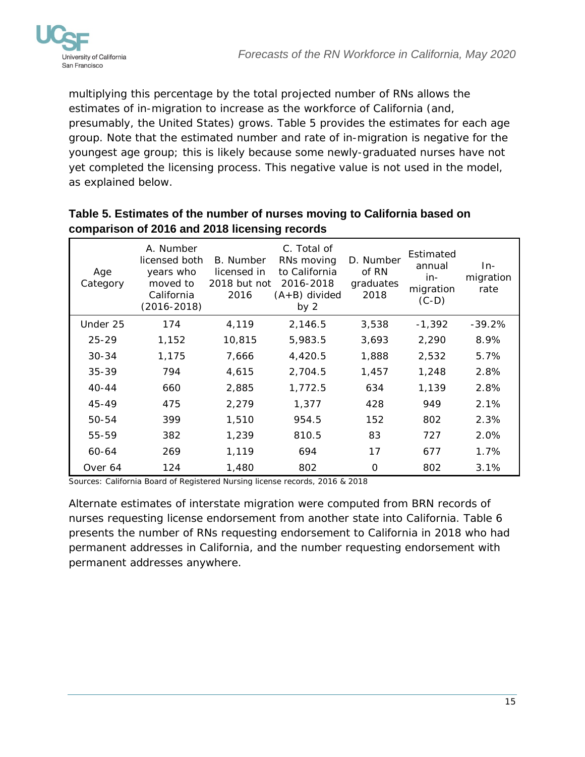multiplying this percentage by the total projected number of RNs allows the estimates of in-migration to increase as the workforce of California (and, presumably, the United States) grows. Table 5 provides the estimates for each age group. Note that the estimated number and rate of in-migration is negative for the youngest age group; this is likely because some newly-graduated nurses have not yet completed the licensing process. This negative value is not used in the model, as explained below.

**Table 5. Estimates of the number of nurses moving to California based on comparison of 2016 and 2018 licensing records**

| Age Category | A. Number licensed both years who moved to California (2016-2018) | B. Number licensed in 2018 but not 2016 | C. Total of RNs moving to California 2016-2018 (A+B) divided by 2 | D. Number of RN graduates 2018 | Estimated annual in-migration (C-D) | In-migration rate |
|---|---|---|---|---|---|---|
| Under 25 | 174 | 4,119 | 2,146.5 | 3,538 | -1,392 | -39.2% |
| 25-29 | 1,152 | 10,815 | 5,983.5 | 3,693 | 2,290 | 8.9% |
| 30-34 | 1,175 | 7,666 | 4,420.5 | 1,888 | 2,532 | 5.7% |
| 35-39 | 794 | 4,615 | 2,704.5 | 1,457 | 1,248 | 2.8% |
| 40-44 | 660 | 2,885 | 1,772.5 | 634 | 1,139 | 2.8% |
| 45-49 | 475 | 2,279 | 1,377 | 428 | 949 | 2.1% |
| 50-54 | 399 | 1,510 | 954.5 | 152 | 802 | 2.3% |
| 55-59 | 382 | 1,239 | 810.5 | 83 | 727 | 2.0% |
| 60-64 | 269 | 1,119 | 694 | 17 | 677 | 1.7% |
| Over 64 | 124 | 1,480 | 802 | 0 | 802 | 3.1% |

Sources: California Board of Registered Nursing license records, 2016 & 2018

Alternate estimates of interstate migration were computed from BRN records of nurses requesting license endorsement from another state into California. Table 6 presents the number of RNs requesting endorsement to California in 2018 who had permanent addresses in California, and the number requesting endorsement with permanent addresses anywhere.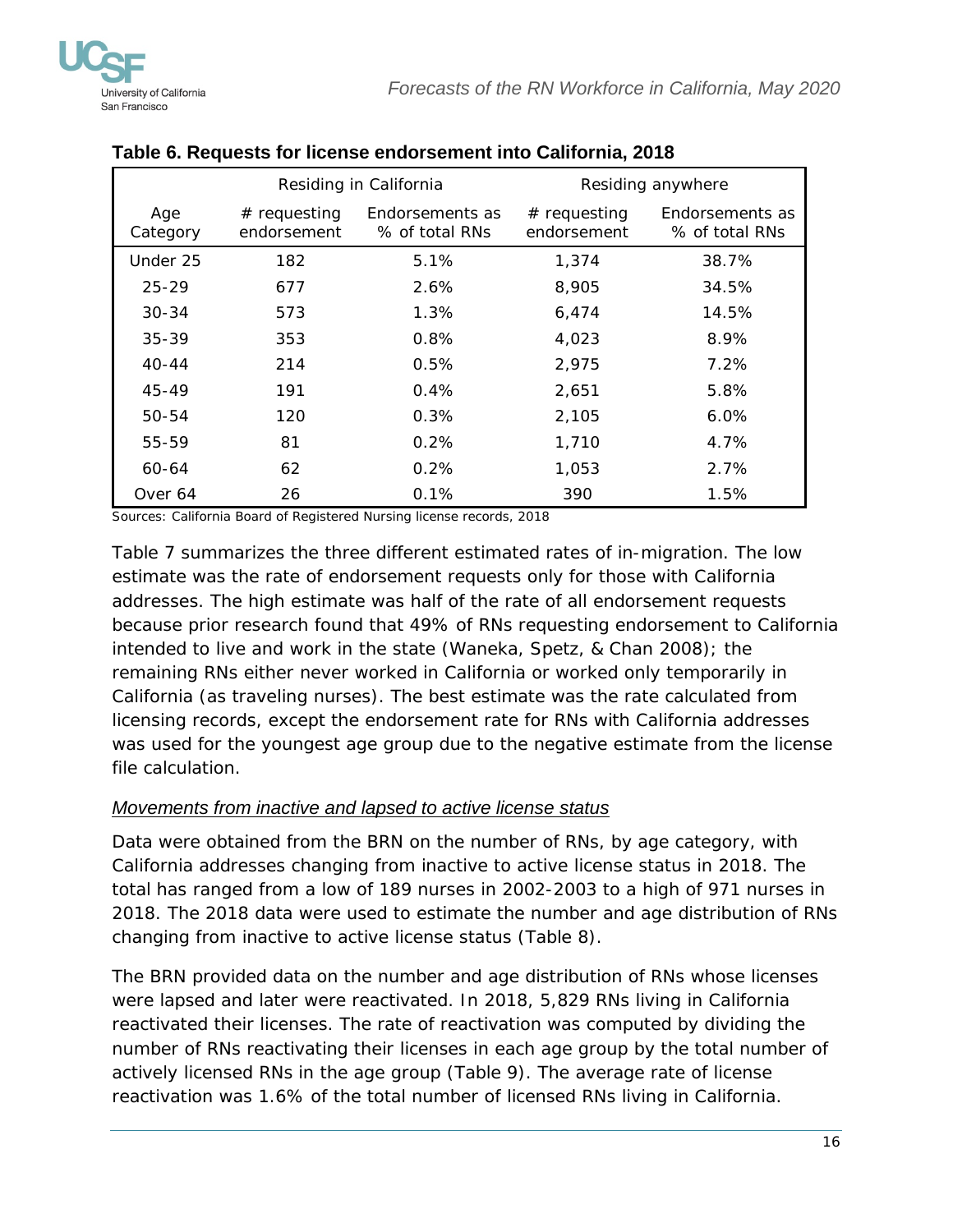**Table 6. Requests for license endorsement into California, 2018**

| | Residing in California | | Residing anywhere | |
|---|---|---|---|---|
| Age Category | # requesting endorsement | Endorsements as % of total RNs | # requesting endorsement | Endorsements as % of total RNs |
| Under 25 | 182 | 5.1% | 1,374 | 38.7% |
| 25-29 | 677 | 2.6% | 8,905 | 34.5% |
| 30-34 | 573 | 1.3% | 6,474 | 14.5% |
| 35-39 | 353 | 0.8% | 4,023 | 8.9% |
| 40-44 | 214 | 0.5% | 2,975 | 7.2% |
| 45-49 | 191 | 0.4% | 2,651 | 5.8% |
| 50-54 | 120 | 0.3% | 2,105 | 6.0% |
| 55-59 | 81 | 0.2% | 1,710 | 4.7% |
| 60-64 | 62 | 0.2% | 1,053 | 2.7% |
| Over 64 | 26 | 0.1% | 390 | 1.5% |

Sources: California Board of Registered Nursing license records, 2018

Table 7 summarizes the three different estimated rates of in-migration. The low estimate was the rate of endorsement requests only for those with California addresses. The high estimate was half of the rate of all endorsement requests because prior research found that 49% of RNs requesting endorsement to California intended to live and work in the state (Waneka, Spetz, & Chan 2008); the remaining RNs either never worked in California or worked only temporarily in California (as traveling nurses). The best estimate was the rate calculated from licensing records, except the endorsement rate for RNs with California addresses was used for the youngest age group due to the negative estimate from the license file calculation.

*Movements from inactive and lapsed to active license status*

Data were obtained from the BRN on the number of RNs, by age category, with California addresses changing from inactive to active license status in 2018. The total has ranged from a low of 189 nurses in 2002-2003 to a high of 971 nurses in 2018. The 2018 data were used to estimate the number and age distribution of RNs changing from inactive to active license status (Table 8).

The BRN provided data on the number and age distribution of RNs whose licenses were lapsed and later were reactivated. In 2018, 5,829 RNs living in California reactivated their licenses. The rate of reactivation was computed by dividing the number of RNs reactivating their licenses in each age group by the total number of actively licensed RNs in the age group (Table 9). The average rate of license reactivation was 1.6% of the total number of licensed RNs living in California.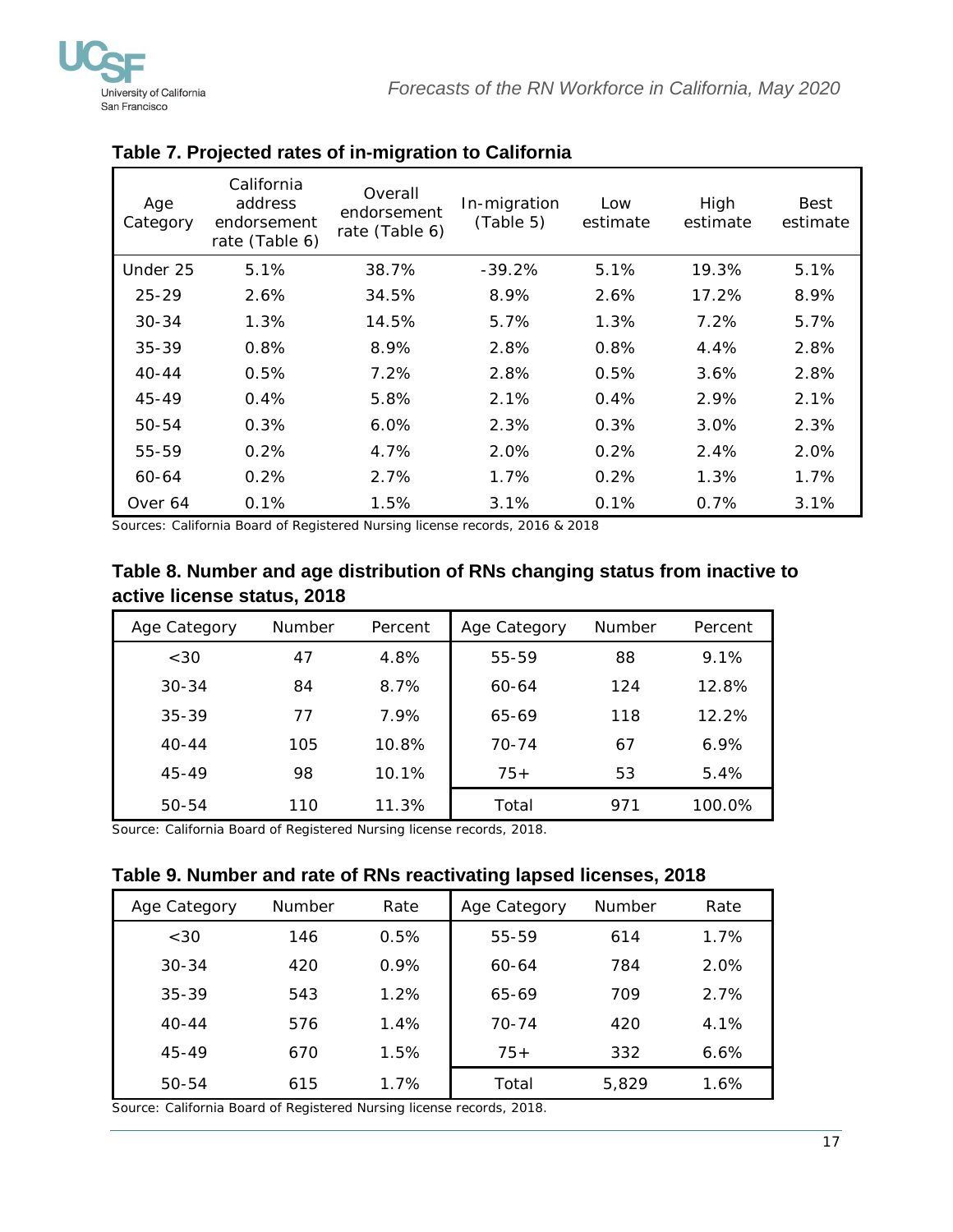### Table 7. Projected rates of in-migration to California

| Age Category | California address endorsement rate (Table 6) | Overall endorsement rate (Table 6) | In-migration (Table 5) | Low estimate | High estimate | Best estimate |
|---|---|---|---|---|---|---|
| Under 25 | 5.1% | 38.7% | -39.2% | 5.1% | 19.3% | 5.1% |
| 25-29 | 2.6% | 34.5% | 8.9% | 2.6% | 17.2% | 8.9% |
| 30-34 | 1.3% | 14.5% | 5.7% | 1.3% | 7.2% | 5.7% |
| 35-39 | 0.8% | 8.9% | 2.8% | 0.8% | 4.4% | 2.8% |
| 40-44 | 0.5% | 7.2% | 2.8% | 0.5% | 3.6% | 2.8% |
| 45-49 | 0.4% | 5.8% | 2.1% | 0.4% | 2.9% | 2.1% |
| 50-54 | 0.3% | 6.0% | 2.3% | 0.3% | 3.0% | 2.3% |
| 55-59 | 0.2% | 4.7% | 2.0% | 0.2% | 2.4% | 2.0% |
| 60-64 | 0.2% | 2.7% | 1.7% | 0.2% | 1.3% | 1.7% |
| Over 64 | 0.1% | 1.5% | 3.1% | 0.1% | 0.7% | 3.1% |

Sources: California Board of Registered Nursing license records, 2016 & 2018

### Table 8. Number and age distribution of RNs changing status from inactive to active license status, 2018

| Age Category | Number | Percent | Age Category | Number | Percent |
|---|---|---|---|---|---|
| <30 | 47 | 4.8% | 55-59 | 88 | 9.1% |
| 30-34 | 84 | 8.7% | 60-64 | 124 | 12.8% |
| 35-39 | 77 | 7.9% | 65-69 | 118 | 12.2% |
| 40-44 | 105 | 10.8% | 70-74 | 67 | 6.9% |
| 45-49 | 98 | 10.1% | 75+ | 53 | 5.4% |
| 50-54 | 110 | 11.3% | Total | 971 | 100.0% |

Source: California Board of Registered Nursing license records, 2018.

### Table 9. Number and rate of RNs reactivating lapsed licenses, 2018

| Age Category | Number | Rate | Age Category | Number | Rate |
|---|---|---|---|---|---|
| <30 | 146 | 0.5% | 55-59 | 614 | 1.7% |
| 30-34 | 420 | 0.9% | 60-64 | 784 | 2.0% |
| 35-39 | 543 | 1.2% | 65-69 | 709 | 2.7% |
| 40-44 | 576 | 1.4% | 70-74 | 420 | 4.1% |
| 45-49 | 670 | 1.5% | 75+ | 332 | 6.6% |
| 50-54 | 615 | 1.7% | Total | 5,829 | 1.6% |

Source: California Board of Registered Nursing license records, 2018.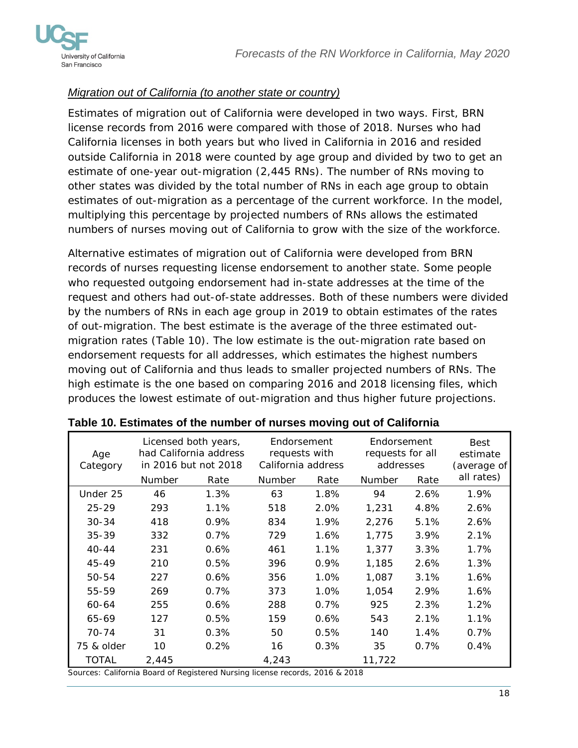*Migration out of California (to another state or country)*

Estimates of migration out of California were developed in two ways. First, BRN license records from 2016 were compared with those of 2018. Nurses who had California licenses in both years but who lived in California in 2016 and resided outside California in 2018 were counted by age group and divided by two to get an estimate of one-year out-migration (2,445 RNs). The number of RNs moving to other states was divided by the total number of RNs in each age group to obtain estimates of out-migration as a percentage of the current workforce. In the model, multiplying this percentage by projected numbers of RNs allows the estimated numbers of nurses moving out of California to grow with the size of the workforce.

Alternative estimates of migration out of California were developed from BRN records of nurses requesting license endorsement to another state. Some people who requested outgoing endorsement had in-state addresses at the time of the request and others had out-of-state addresses. Both of these numbers were divided by the numbers of RNs in each age group in 2019 to obtain estimates of the rates of out-migration. The best estimate is the average of the three estimated out-migration rates (Table 10). The low estimate is the out-migration rate based on endorsement requests for all addresses, which estimates the highest numbers moving out of California and thus leads to smaller projected numbers of RNs. The high estimate is the one based on comparing 2016 and 2018 licensing files, which produces the lowest estimate of out-migration and thus higher future projections.

**Table 10. Estimates of the number of nurses moving out of California**

| Age Category | Licensed both years, had California address in 2016 but not 2018 | | Endorsement requests with California address | | Endorsement requests for all addresses | | Best estimate (average of all rates) |
|---|---|---|---|---|---|---|---|
| | Number | Rate | Number | Rate | Number | Rate | |
| Under 25 | 46 | 1.3% | 63 | 1.8% | 94 | 2.6% | 1.9% |
| 25-29 | 293 | 1.1% | 518 | 2.0% | 1,231 | 4.8% | 2.6% |
| 30-34 | 418 | 0.9% | 834 | 1.9% | 2,276 | 5.1% | 2.6% |
| 35-39 | 332 | 0.7% | 729 | 1.6% | 1,775 | 3.9% | 2.1% |
| 40-44 | 231 | 0.6% | 461 | 1.1% | 1,377 | 3.3% | 1.7% |
| 45-49 | 210 | 0.5% | 396 | 0.9% | 1,185 | 2.6% | 1.3% |
| 50-54 | 227 | 0.6% | 356 | 1.0% | 1,087 | 3.1% | 1.6% |
| 55-59 | 269 | 0.7% | 373 | 1.0% | 1,054 | 2.9% | 1.6% |
| 60-64 | 255 | 0.6% | 288 | 0.7% | 925 | 2.3% | 1.2% |
| 65-69 | 127 | 0.5% | 159 | 0.6% | 543 | 2.1% | 1.1% |
| 70-74 | 31 | 0.3% | 50 | 0.5% | 140 | 1.4% | 0.7% |
| 75 & older | 10 | 0.2% | 16 | 0.3% | 35 | 0.7% | 0.4% |
| TOTAL | 2,445 | | 4,243 | | 11,722 | | |

Sources: California Board of Registered Nursing license records, 2016 & 2018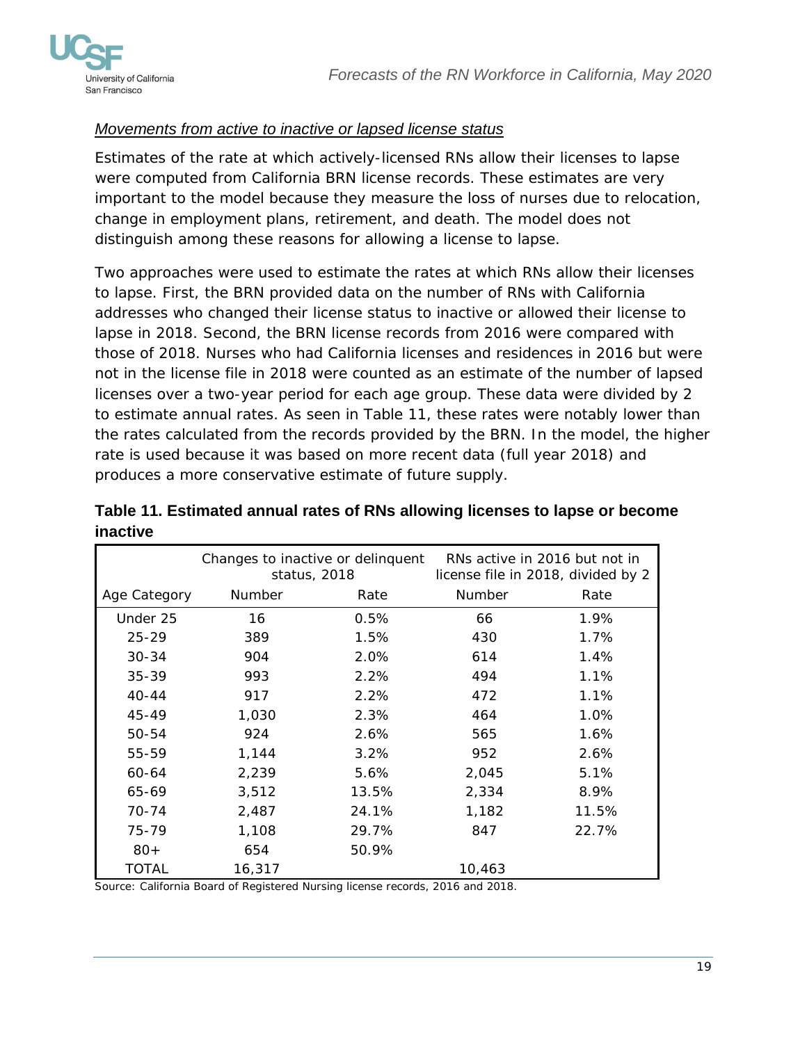*Movements from active to inactive or lapsed license status*

Estimates of the rate at which actively-licensed RNs allow their licenses to lapse were computed from California BRN license records. These estimates are very important to the model because they measure the loss of nurses due to relocation, change in employment plans, retirement, and death. The model does not distinguish among these reasons for allowing a license to lapse.

Two approaches were used to estimate the rates at which RNs allow their licenses to lapse. First, the BRN provided data on the number of RNs with California addresses who changed their license status to inactive or allowed their license to lapse in 2018. Second, the BRN license records from 2016 were compared with those of 2018. Nurses who had California licenses and residences in 2016 but were not in the license file in 2018 were counted as an estimate of the number of lapsed licenses over a two-year period for each age group. These data were divided by 2 to estimate annual rates. As seen in Table 11, these rates were notably lower than the rates calculated from the records provided by the BRN. In the model, the higher rate is used because it was based on more recent data (full year 2018) and produces a more conservative estimate of future supply.

**Table 11. Estimated annual rates of RNs allowing licenses to lapse or become inactive**

| | Changes to inactive or delinquent status, 2018 | | RNs active in 2016 but not in license file in 2018, divided by 2 | |
|---|---|---|---|---|
| Age Category | Number | Rate | Number | Rate |
| Under 25 | 16 | 0.5% | 66 | 1.9% |
| 25-29 | 389 | 1.5% | 430 | 1.7% |
| 30-34 | 904 | 2.0% | 614 | 1.4% |
| 35-39 | 993 | 2.2% | 494 | 1.1% |
| 40-44 | 917 | 2.2% | 472 | 1.1% |
| 45-49 | 1,030 | 2.3% | 464 | 1.0% |
| 50-54 | 924 | 2.6% | 565 | 1.6% |
| 55-59 | 1,144 | 3.2% | 952 | 2.6% |
| 60-64 | 2,239 | 5.6% | 2,045 | 5.1% |
| 65-69 | 3,512 | 13.5% | 2,334 | 8.9% |
| 70-74 | 2,487 | 24.1% | 1,182 | 11.5% |
| 75-79 | 1,108 | 29.7% | 847 | 22.7% |
| 80+ | 654 | 50.9% | | |
| TOTAL | 16,317 | | 10,463 | |

Source: California Board of Registered Nursing license records, 2016 and 2018.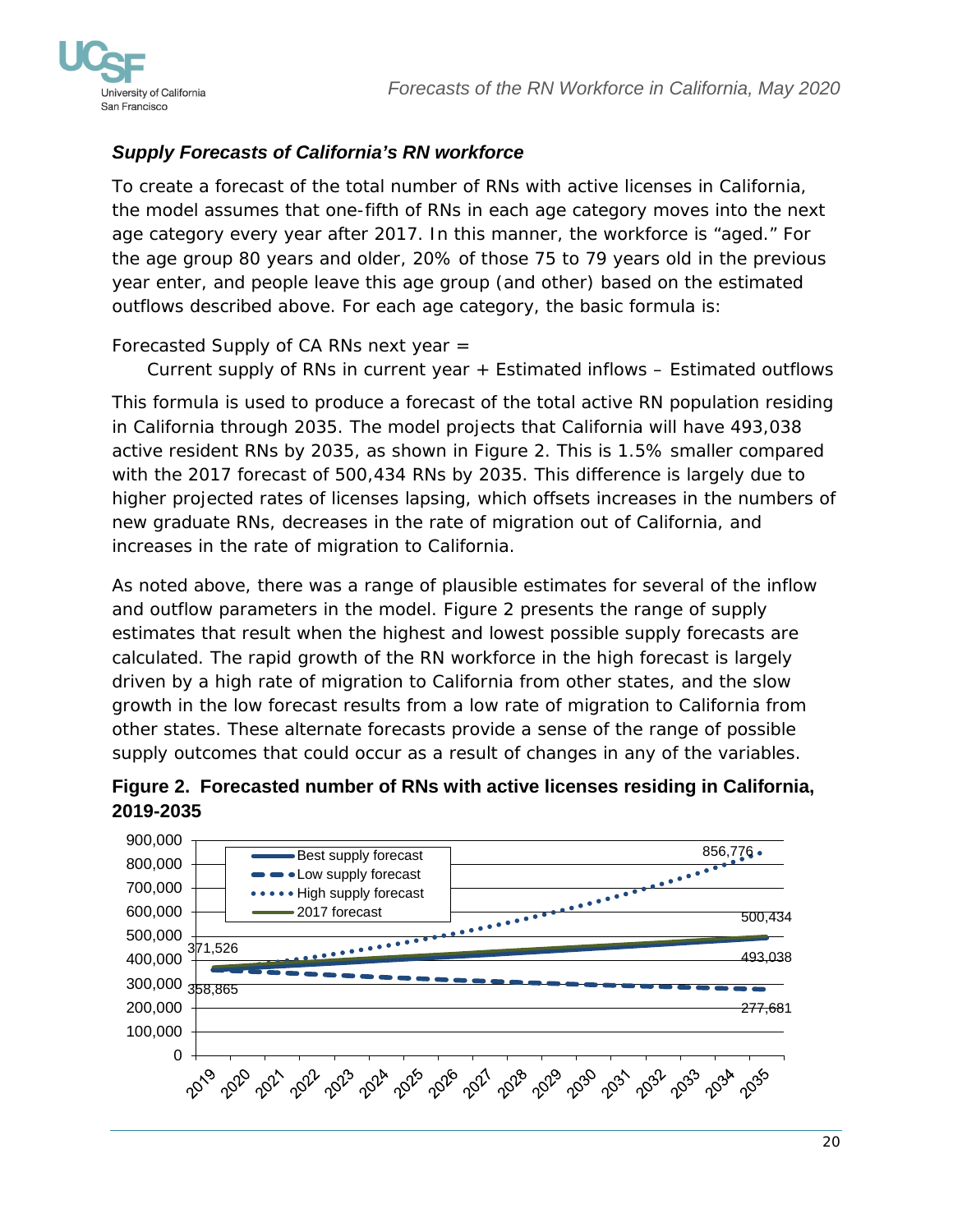### *Supply Forecasts of California's RN workforce*

To create a forecast of the total number of RNs with active licenses in California, the model assumes that one-fifth of RNs in each age category moves into the next age category every year after 2017. In this manner, the workforce is "aged." For the age group 80 years and older, 20% of those 75 to 79 years old in the previous year enter, and people leave this age group (and other) based on the estimated outflows described above. For each age category, the basic formula is:

Forecasted Supply of CA RNs next year =

  Current supply of RNs in current year + Estimated inflows – Estimated outflows

This formula is used to produce a forecast of the total active RN population residing in California through 2035. The model projects that California will have 493,038 active resident RNs by 2035, as shown in Figure 2. This is 1.5% smaller compared with the 2017 forecast of 500,434 RNs by 2035. This difference is largely due to higher projected rates of licenses lapsing, which offsets increases in the numbers of new graduate RNs, decreases in the rate of migration out of California, and increases in the rate of migration to California.

As noted above, there was a range of plausible estimates for several of the inflow and outflow parameters in the model. Figure 2 presents the range of supply estimates that result when the highest and lowest possible supply forecasts are calculated. The rapid growth of the RN workforce in the high forecast is largely driven by a high rate of migration to California from other states, and the slow growth in the low forecast results from a low rate of migration to California from other states. These alternate forecasts provide a sense of the range of possible supply outcomes that could occur as a result of changes in any of the variables.

**Figure 2. Forecasted number of RNs with active licenses residing in California, 2019-2035**

Chart legend: Best supply forecast; Low supply forecast; High supply forecast; 2017 forecast

Chart data labels: 371,526 and 358,865 (2019); 856,776, 500,434, 493,038, and 277,681 (2035)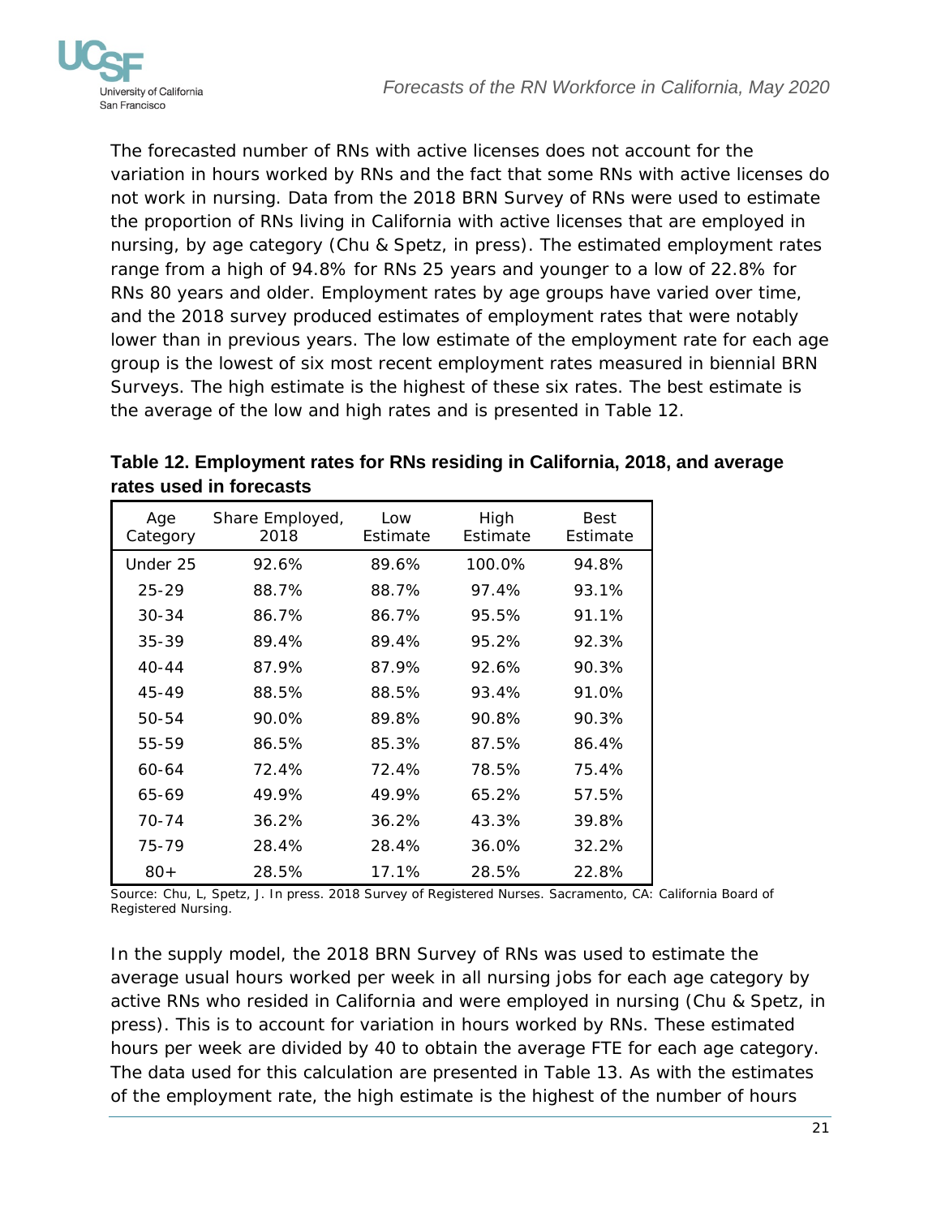The forecasted number of RNs with active licenses does not account for the variation in hours worked by RNs and the fact that some RNs with active licenses do not work in nursing. Data from the 2018 BRN Survey of RNs were used to estimate the proportion of RNs living in California with active licenses that are employed in nursing, by age category (Chu & Spetz, in press). The estimated employment rates range from a high of 94.8% for RNs 25 years and younger to a low of 22.8% for RNs 80 years and older. Employment rates by age groups have varied over time, and the 2018 survey produced estimates of employment rates that were notably lower than in previous years. The low estimate of the employment rate for each age group is the lowest of six most recent employment rates measured in biennial BRN Surveys. The high estimate is the highest of these six rates. The best estimate is the average of the low and high rates and is presented in Table 12.

**Table 12. Employment rates for RNs residing in California, 2018, and average rates used in forecasts**

| Age Category | Share Employed, 2018 | Low Estimate | High Estimate | Best Estimate |
|---|---|---|---|---|
| Under 25 | 92.6% | 89.6% | 100.0% | 94.8% |
| 25-29 | 88.7% | 88.7% | 97.4% | 93.1% |
| 30-34 | 86.7% | 86.7% | 95.5% | 91.1% |
| 35-39 | 89.4% | 89.4% | 95.2% | 92.3% |
| 40-44 | 87.9% | 87.9% | 92.6% | 90.3% |
| 45-49 | 88.5% | 88.5% | 93.4% | 91.0% |
| 50-54 | 90.0% | 89.8% | 90.8% | 90.3% |
| 55-59 | 86.5% | 85.3% | 87.5% | 86.4% |
| 60-64 | 72.4% | 72.4% | 78.5% | 75.4% |
| 65-69 | 49.9% | 49.9% | 65.2% | 57.5% |
| 70-74 | 36.2% | 36.2% | 43.3% | 39.8% |
| 75-79 | 28.4% | 28.4% | 36.0% | 32.2% |
| 80+ | 28.5% | 17.1% | 28.5% | 22.8% |

Source: Chu, L, Spetz, J. In press. 2018 Survey of Registered Nurses. Sacramento, CA: California Board of Registered Nursing.

In the supply model, the 2018 BRN Survey of RNs was used to estimate the average usual hours worked per week in all nursing jobs for each age category by active RNs who resided in California and were employed in nursing (Chu & Spetz, in press). This is to account for variation in hours worked by RNs. These estimated hours per week are divided by 40 to obtain the average FTE for each age category. The data used for this calculation are presented in Table 13. As with the estimates of the employment rate, the high estimate is the highest of the number of hours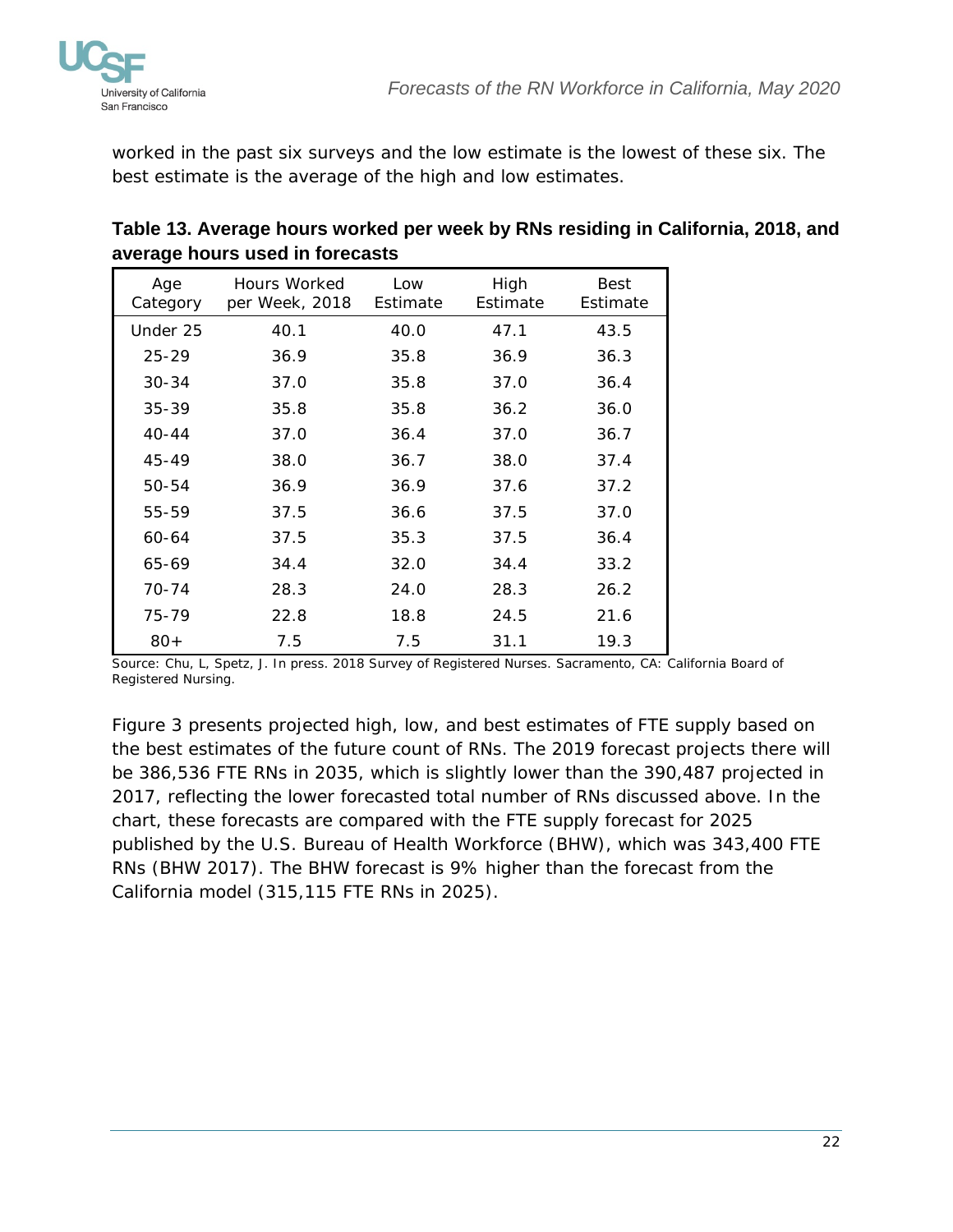worked in the past six surveys and the low estimate is the lowest of these six. The best estimate is the average of the high and low estimates.

**Table 13. Average hours worked per week by RNs residing in California, 2018, and average hours used in forecasts**

| Age Category | Hours Worked per Week, 2018 | Low Estimate | High Estimate | Best Estimate |
|---|---|---|---|---|
| Under 25 | 40.1 | 40.0 | 47.1 | 43.5 |
| 25-29 | 36.9 | 35.8 | 36.9 | 36.3 |
| 30-34 | 37.0 | 35.8 | 37.0 | 36.4 |
| 35-39 | 35.8 | 35.8 | 36.2 | 36.0 |
| 40-44 | 37.0 | 36.4 | 37.0 | 36.7 |
| 45-49 | 38.0 | 36.7 | 38.0 | 37.4 |
| 50-54 | 36.9 | 36.9 | 37.6 | 37.2 |
| 55-59 | 37.5 | 36.6 | 37.5 | 37.0 |
| 60-64 | 37.5 | 35.3 | 37.5 | 36.4 |
| 65-69 | 34.4 | 32.0 | 34.4 | 33.2 |
| 70-74 | 28.3 | 24.0 | 28.3 | 26.2 |
| 75-79 | 22.8 | 18.8 | 24.5 | 21.6 |
| 80+ | 7.5 | 7.5 | 31.1 | 19.3 |

Source: Chu, L, Spetz, J. In press. 2018 Survey of Registered Nurses. Sacramento, CA: California Board of Registered Nursing.

Figure 3 presents projected high, low, and best estimates of FTE supply based on the best estimates of the future count of RNs. The 2019 forecast projects there will be 386,536 FTE RNs in 2035, which is slightly lower than the 390,487 projected in 2017, reflecting the lower forecasted total number of RNs discussed above. In the chart, these forecasts are compared with the FTE supply forecast for 2025 published by the U.S. Bureau of Health Workforce (BHW), which was 343,400 FTE RNs (BHW 2017). The BHW forecast is 9% higher than the forecast from the California model (315,115 FTE RNs in 2025).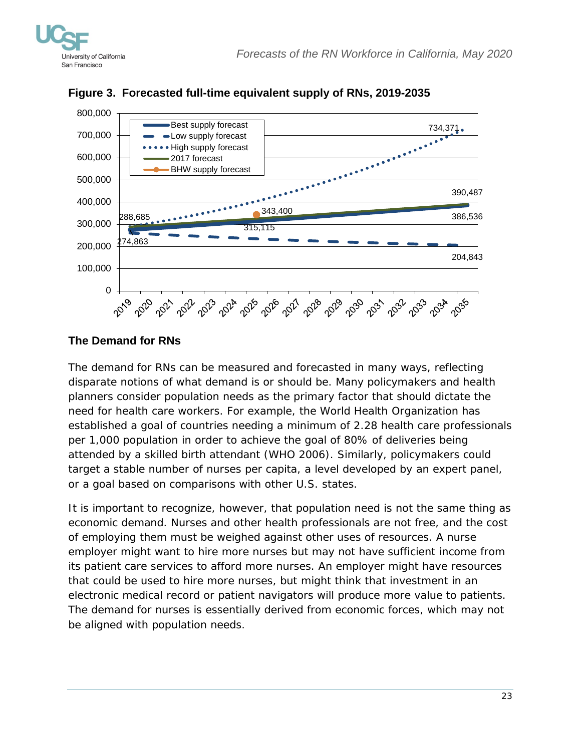**Figure 3. Forecasted full-time equivalent supply of RNs, 2019-2035**

## The Demand for RNs

The demand for RNs can be measured and forecasted in many ways, reflecting disparate notions of what demand is or should be. Many policymakers and health planners consider population needs as the primary factor that should dictate the need for health care workers. For example, the World Health Organization has established a goal of countries needing a minimum of 2.28 health care professionals per 1,000 population in order to achieve the goal of 80% of deliveries being attended by a skilled birth attendant (WHO 2006). Similarly, policymakers could target a stable number of nurses per capita, a level developed by an expert panel, or a goal based on comparisons with other U.S. states.

It is important to recognize, however, that population need is not the same thing as economic demand. Nurses and other health professionals are not free, and the cost of employing them must be weighed against other uses of resources. A nurse employer might want to hire more nurses but may not have sufficient income from its patient care services to afford more nurses. An employer might have resources that could be used to hire more nurses, but might think that investment in an electronic medical record or patient navigators will produce more value to patients. The demand for nurses is essentially derived from economic forces, which may not be aligned with population needs.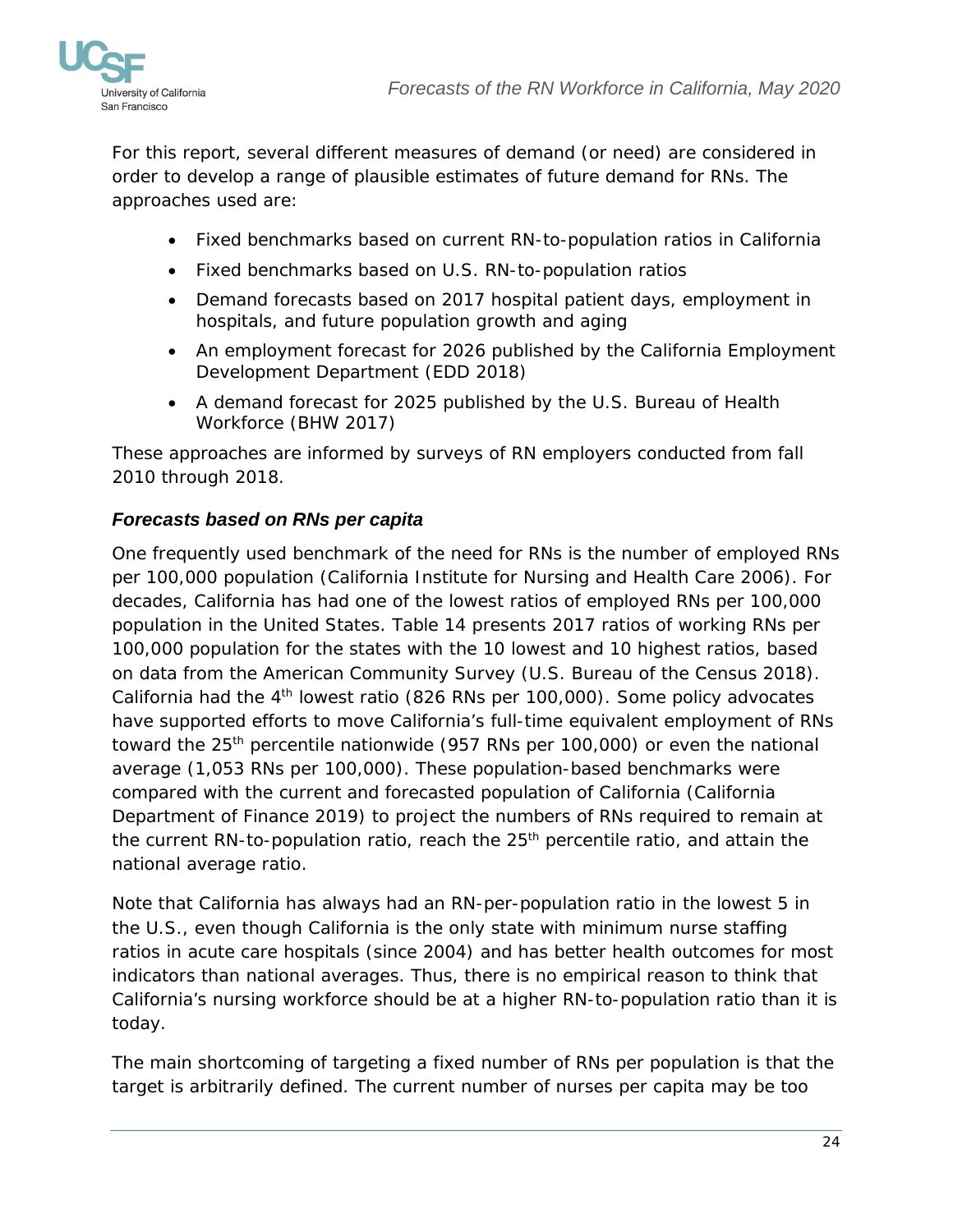For this report, several different measures of demand (or need) are considered in order to develop a range of plausible estimates of future demand for RNs. The approaches used are:

- Fixed benchmarks based on current RN-to-population ratios in California
- Fixed benchmarks based on U.S. RN-to-population ratios
- Demand forecasts based on 2017 hospital patient days, employment in hospitals, and future population growth and aging
- An employment forecast for 2026 published by the California Employment Development Department (EDD 2018)
- A demand forecast for 2025 published by the U.S. Bureau of Health Workforce (BHW 2017)

These approaches are informed by surveys of RN employers conducted from fall 2010 through 2018.

### *Forecasts based on RNs per capita*

One frequently used benchmark of the need for RNs is the number of employed RNs per 100,000 population (California Institute for Nursing and Health Care 2006). For decades, California has had one of the lowest ratios of employed RNs per 100,000 population in the United States. Table 14 presents 2017 ratios of working RNs per 100,000 population for the states with the 10 lowest and 10 highest ratios, based on data from the American Community Survey (U.S. Bureau of the Census 2018). California had the 4th lowest ratio (826 RNs per 100,000). Some policy advocates have supported efforts to move California's full-time equivalent employment of RNs toward the 25th percentile nationwide (957 RNs per 100,000) or even the national average (1,053 RNs per 100,000). These population-based benchmarks were compared with the current and forecasted population of California (California Department of Finance 2019) to project the numbers of RNs required to remain at the current RN-to-population ratio, reach the 25th percentile ratio, and attain the national average ratio.

Note that California has always had an RN-per-population ratio in the lowest 5 in the U.S., even though California is the only state with minimum nurse staffing ratios in acute care hospitals (since 2004) and has better health outcomes for most indicators than national averages. Thus, there is no empirical reason to think that California's nursing workforce should be at a higher RN-to-population ratio than it is today.

The main shortcoming of targeting a fixed number of RNs per population is that the target is arbitrarily defined. The current number of nurses per capita may be too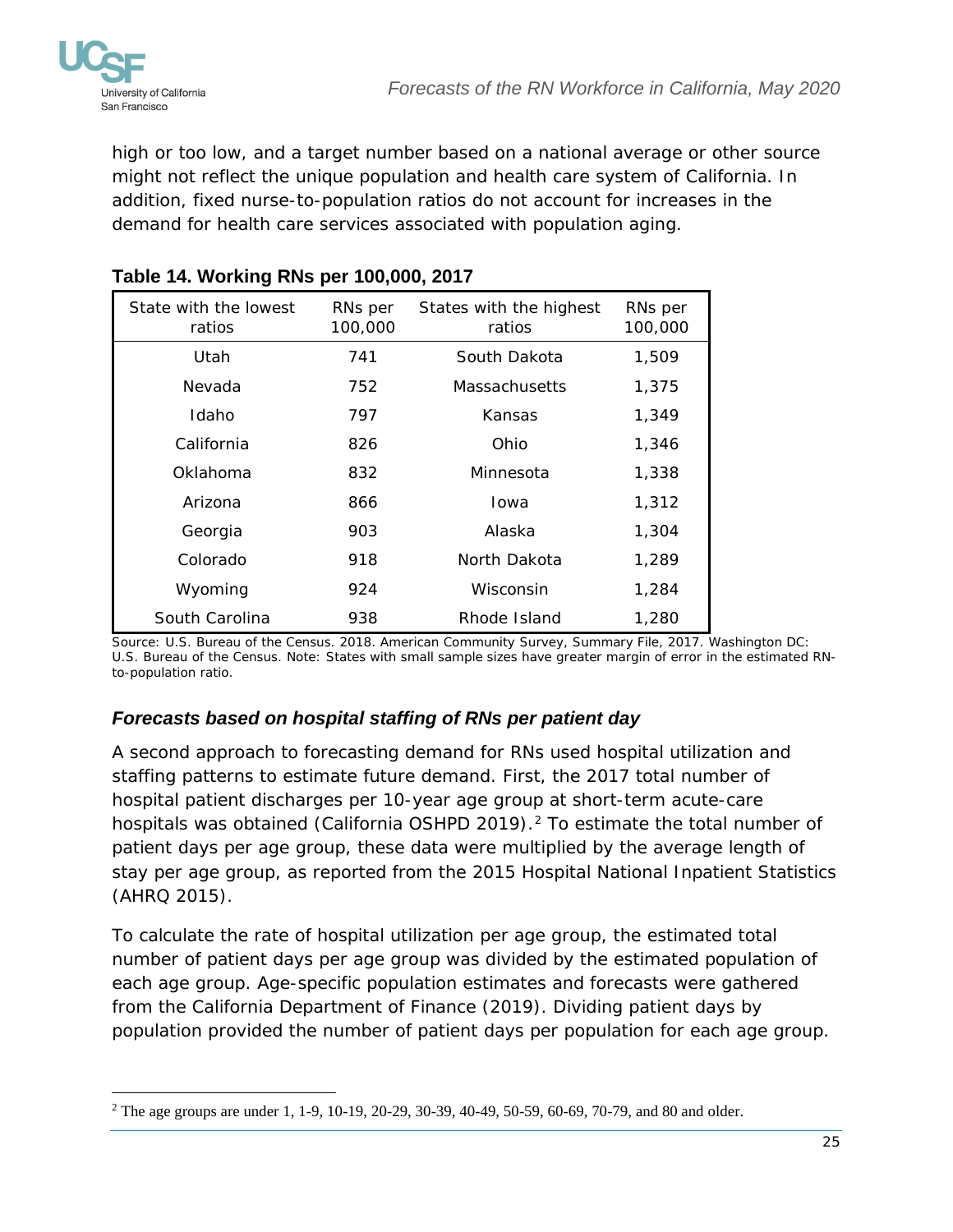high or too low, and a target number based on a national average or other source might not reflect the unique population and health care system of California. In addition, fixed nurse-to-population ratios do not account for increases in the demand for health care services associated with population aging.

**Table 14. Working RNs per 100,000, 2017**

| State with the lowest ratios | RNs per 100,000 | States with the highest ratios | RNs per 100,000 |
|---|---|---|---|
| Utah | 741 | South Dakota | 1,509 |
| Nevada | 752 | Massachusetts | 1,375 |
| Idaho | 797 | Kansas | 1,349 |
| California | 826 | Ohio | 1,346 |
| Oklahoma | 832 | Minnesota | 1,338 |
| Arizona | 866 | Iowa | 1,312 |
| Georgia | 903 | Alaska | 1,304 |
| Colorado | 918 | North Dakota | 1,289 |
| Wyoming | 924 | Wisconsin | 1,284 |
| South Carolina | 938 | Rhode Island | 1,280 |

Source: U.S. Bureau of the Census. 2018. American Community Survey, Summary File, 2017. Washington DC: U.S. Bureau of the Census. Note: States with small sample sizes have greater margin of error in the estimated RN-to-population ratio.

### *Forecasts based on hospital staffing of RNs per patient day*

A second approach to forecasting demand for RNs used hospital utilization and staffing patterns to estimate future demand. First, the 2017 total number of hospital patient discharges per 10-year age group at short-term acute-care hospitals was obtained (California OSHPD 2019).[2] To estimate the total number of patient days per age group, these data were multiplied by the average length of stay per age group, as reported from the 2015 Hospital National Inpatient Statistics (AHRQ 2015).

To calculate the rate of hospital utilization per age group, the estimated total number of patient days per age group was divided by the estimated population of each age group. Age-specific population estimates and forecasts were gathered from the California Department of Finance (2019). Dividing patient days by population provided the number of patient days per population for each age group.

[2] The age groups are under 1, 1-9, 10-19, 20-29, 30-39, 40-49, 50-59, 60-69, 70-79, and 80 and older.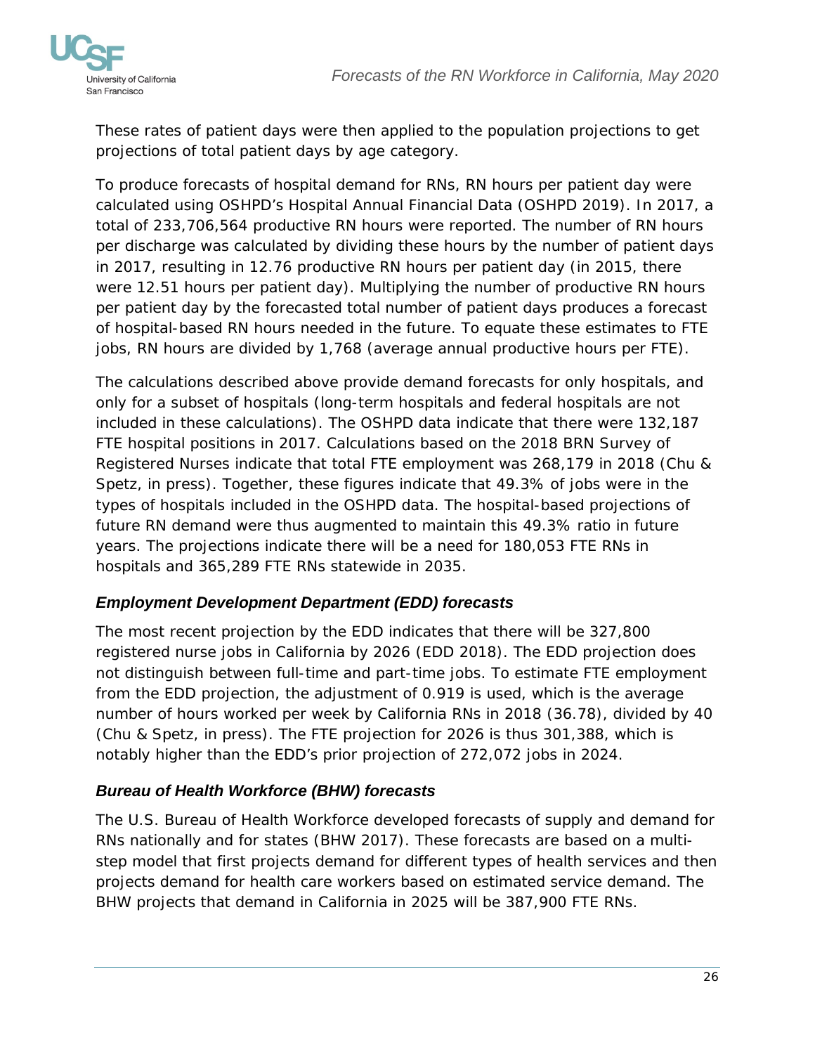These rates of patient days were then applied to the population projections to get projections of total patient days by age category.

To produce forecasts of hospital demand for RNs, RN hours per patient day were calculated using OSHPD's Hospital Annual Financial Data (OSHPD 2019). In 2017, a total of 233,706,564 productive RN hours were reported. The number of RN hours per discharge was calculated by dividing these hours by the number of patient days in 2017, resulting in 12.76 productive RN hours per patient day (in 2015, there were 12.51 hours per patient day). Multiplying the number of productive RN hours per patient day by the forecasted total number of patient days produces a forecast of hospital-based RN hours needed in the future. To equate these estimates to FTE jobs, RN hours are divided by 1,768 (average annual productive hours per FTE).

The calculations described above provide demand forecasts for only hospitals, and only for a subset of hospitals (long-term hospitals and federal hospitals are not included in these calculations). The OSHPD data indicate that there were 132,187 FTE hospital positions in 2017. Calculations based on the 2018 BRN Survey of Registered Nurses indicate that total FTE employment was 268,179 in 2018 (Chu & Spetz, in press). Together, these figures indicate that 49.3% of jobs were in the types of hospitals included in the OSHPD data. The hospital-based projections of future RN demand were thus augmented to maintain this 49.3% ratio in future years. The projections indicate there will be a need for 180,053 FTE RNs in hospitals and 365,289 FTE RNs statewide in 2035.

### *Employment Development Department (EDD) forecasts*

The most recent projection by the EDD indicates that there will be 327,800 registered nurse jobs in California by 2026 (EDD 2018). The EDD projection does not distinguish between full-time and part-time jobs. To estimate FTE employment from the EDD projection, the adjustment of 0.919 is used, which is the average number of hours worked per week by California RNs in 2018 (36.78), divided by 40 (Chu & Spetz, in press). The FTE projection for 2026 is thus 301,388, which is notably higher than the EDD's prior projection of 272,072 jobs in 2024.

### *Bureau of Health Workforce (BHW) forecasts*

The U.S. Bureau of Health Workforce developed forecasts of supply and demand for RNs nationally and for states (BHW 2017). These forecasts are based on a multi-step model that first projects demand for different types of health services and then projects demand for health care workers based on estimated service demand. The BHW projects that demand in California in 2025 will be 387,900 FTE RNs.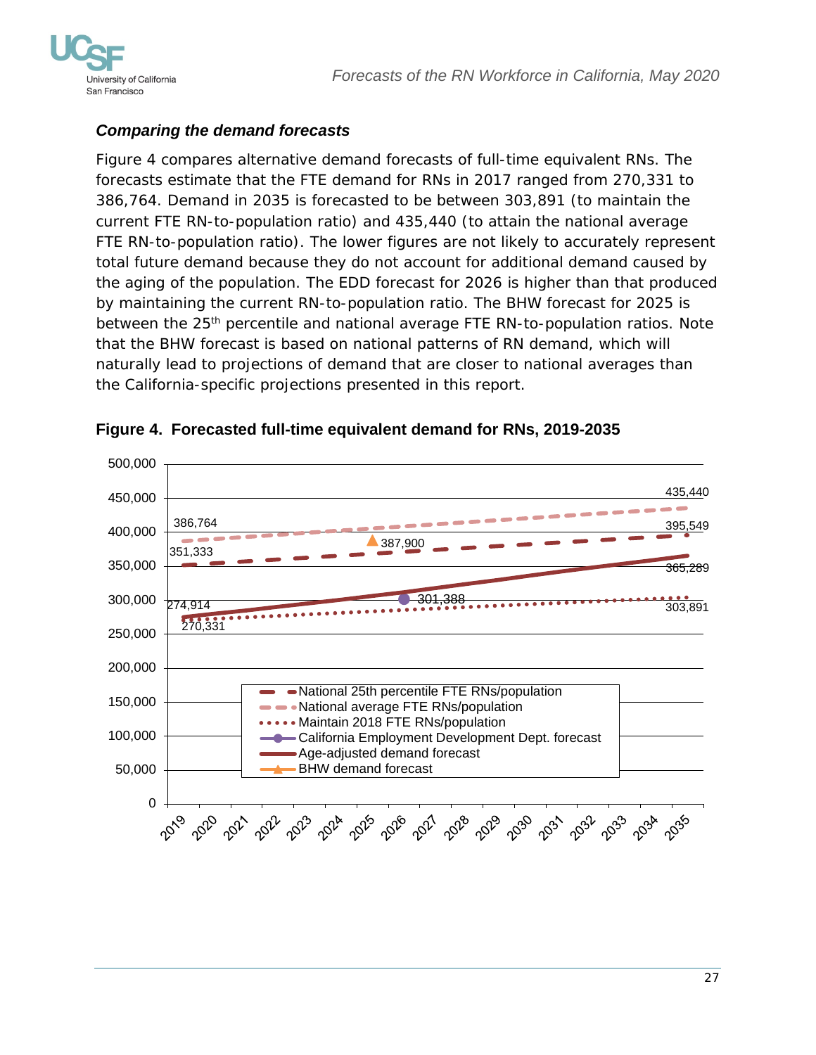### *Comparing the demand forecasts*

Figure 4 compares alternative demand forecasts of full-time equivalent RNs. The forecasts estimate that the FTE demand for RNs in 2017 ranged from 270,331 to 386,764. Demand in 2035 is forecasted to be between 303,891 (to maintain the current FTE RN-to-population ratio) and 435,440 (to attain the national average FTE RN-to-population ratio). The lower figures are not likely to accurately represent total future demand because they do not account for additional demand caused by the aging of the population. The EDD forecast for 2026 is higher than that produced by maintaining the current RN-to-population ratio. The BHW forecast for 2025 is between the 25th percentile and national average FTE RN-to-population ratios. Note that the BHW forecast is based on national patterns of RN demand, which will naturally lead to projections of demand that are closer to national averages than the California-specific projections presented in this report.

**Figure 4. Forecasted full-time equivalent demand for RNs, 2019-2035**

| Series | 2019 | 2025 | 2026 | 2035 |
|---|---|---|---|---|
| National 25th percentile FTE RNs/population | 351,333 | | | 395,549 |
| National average FTE RNs/population | 386,764 | | | 435,440 |
| Maintain 2018 FTE RNs/population | 270,331 | | | 303,891 |
| California Employment Development Dept. forecast | | | 301,388 | |
| Age-adjusted demand forecast | 274,914 | | | 365,289 |
| BHW demand forecast | | 387,900 | | |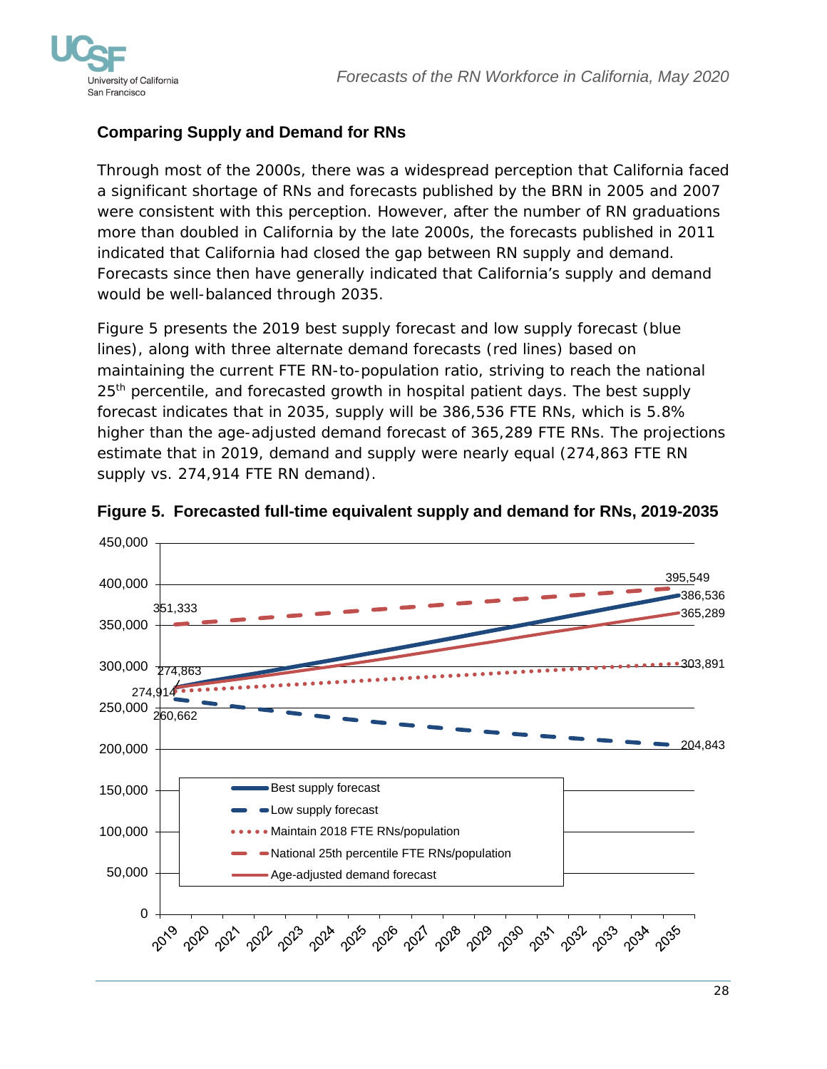## Comparing Supply and Demand for RNs

Through most of the 2000s, there was a widespread perception that California faced a significant shortage of RNs and forecasts published by the BRN in 2005 and 2007 were consistent with this perception. However, after the number of RN graduations more than doubled in California by the late 2000s, the forecasts published in 2011 indicated that California had closed the gap between RN supply and demand. Forecasts since then have generally indicated that California's supply and demand would be well-balanced through 2035.

Figure 5 presents the 2019 best supply forecast and low supply forecast (blue lines), along with three alternate demand forecasts (red lines) based on maintaining the current FTE RN-to-population ratio, striving to reach the national 25th percentile, and forecasted growth in hospital patient days. The best supply forecast indicates that in 2035, supply will be 386,536 FTE RNs, which is 5.8% higher than the age-adjusted demand forecast of 365,289 FTE RNs. The projections estimate that in 2019, demand and supply were nearly equal (274,863 FTE RN supply vs. 274,914 FTE RN demand).

**Figure 5. Forecasted full-time equivalent supply and demand for RNs, 2019-2035**

| Forecast | 2019 | 2035 |
|---|---|---|
| Best supply forecast | 274,863 | 386,536 |
| Low supply forecast | 260,662 | 204,843 |
| Maintain 2018 FTE RNs/population | 274,914 | 303,891 |
| National 25th percentile FTE RNs/population | 351,333 | 395,549 |
| Age-adjusted demand forecast | 274,914 | 365,289 |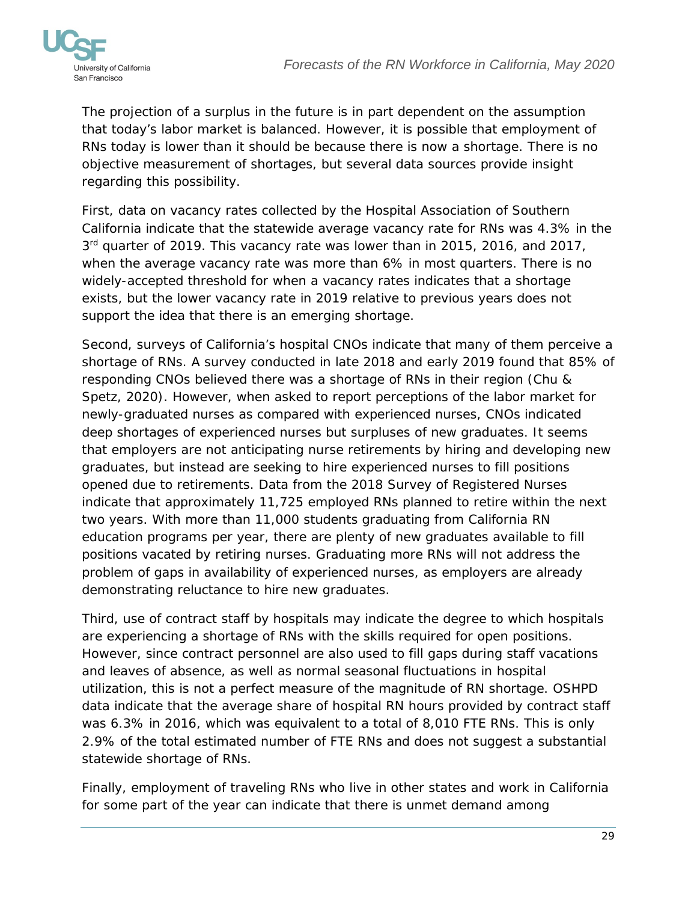The projection of a surplus in the future is in part dependent on the assumption that today's labor market is balanced. However, it is possible that employment of RNs today is lower than it should be because there is now a shortage. There is no objective measurement of shortages, but several data sources provide insight regarding this possibility.

First, data on vacancy rates collected by the Hospital Association of Southern California indicate that the statewide average vacancy rate for RNs was 4.3% in the 3rd quarter of 2019. This vacancy rate was lower than in 2015, 2016, and 2017, when the average vacancy rate was more than 6% in most quarters. There is no widely-accepted threshold for when a vacancy rates indicates that a shortage exists, but the lower vacancy rate in 2019 relative to previous years does not support the idea that there is an emerging shortage.

Second, surveys of California's hospital CNOs indicate that many of them perceive a shortage of RNs. A survey conducted in late 2018 and early 2019 found that 85% of responding CNOs believed there was a shortage of RNs in their region (Chu & Spetz, 2020). However, when asked to report perceptions of the labor market for newly-graduated nurses as compared with experienced nurses, CNOs indicated deep shortages of experienced nurses but surpluses of new graduates. It seems that employers are not anticipating nurse retirements by hiring and developing new graduates, but instead are seeking to hire experienced nurses to fill positions opened due to retirements. Data from the 2018 Survey of Registered Nurses indicate that approximately 11,725 employed RNs planned to retire within the next two years. With more than 11,000 students graduating from California RN education programs per year, there are plenty of new graduates available to fill positions vacated by retiring nurses. Graduating more RNs will not address the problem of gaps in availability of experienced nurses, as employers are already demonstrating reluctance to hire new graduates.

Third, use of contract staff by hospitals may indicate the degree to which hospitals are experiencing a shortage of RNs with the skills required for open positions. However, since contract personnel are also used to fill gaps during staff vacations and leaves of absence, as well as normal seasonal fluctuations in hospital utilization, this is not a perfect measure of the magnitude of RN shortage. OSHPD data indicate that the average share of hospital RN hours provided by contract staff was 6.3% in 2016, which was equivalent to a total of 8,010 FTE RNs. This is only 2.9% of the total estimated number of FTE RNs and does not suggest a substantial statewide shortage of RNs.

Finally, employment of traveling RNs who live in other states and work in California for some part of the year can indicate that there is unmet demand among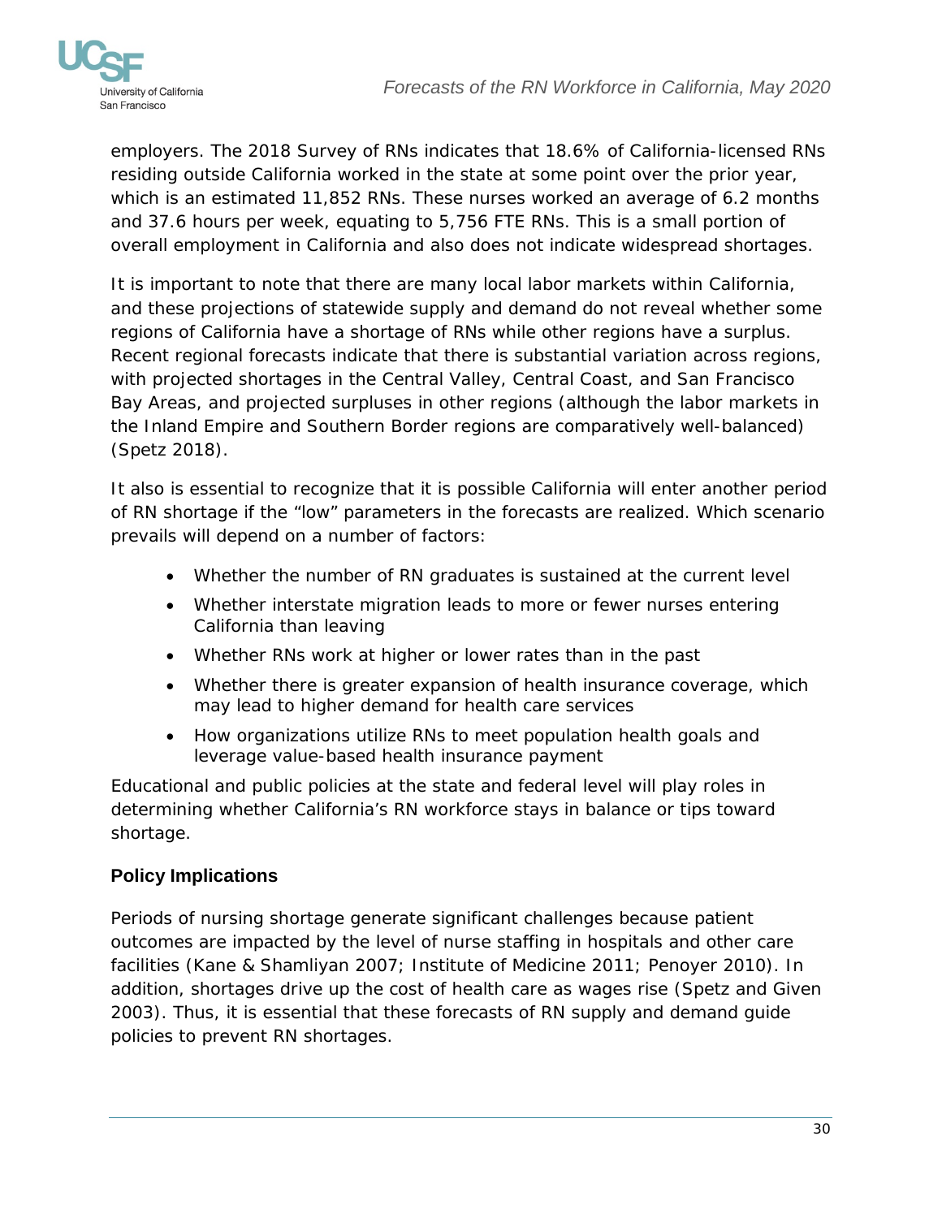employers. The 2018 Survey of RNs indicates that 18.6% of California-licensed RNs residing outside California worked in the state at some point over the prior year, which is an estimated 11,852 RNs. These nurses worked an average of 6.2 months and 37.6 hours per week, equating to 5,756 FTE RNs. This is a small portion of overall employment in California and also does not indicate widespread shortages.

It is important to note that there are many local labor markets within California, and these projections of statewide supply and demand do not reveal whether some regions of California have a shortage of RNs while other regions have a surplus. Recent regional forecasts indicate that there is substantial variation across regions, with projected shortages in the Central Valley, Central Coast, and San Francisco Bay Areas, and projected surpluses in other regions (although the labor markets in the Inland Empire and Southern Border regions are comparatively well-balanced) (Spetz 2018).

It also is essential to recognize that it is possible California will enter another period of RN shortage if the "low" parameters in the forecasts are realized. Which scenario prevails will depend on a number of factors:

- Whether the number of RN graduates is sustained at the current level
- Whether interstate migration leads to more or fewer nurses entering California than leaving
- Whether RNs work at higher or lower rates than in the past
- Whether there is greater expansion of health insurance coverage, which may lead to higher demand for health care services
- How organizations utilize RNs to meet population health goals and leverage value-based health insurance payment

Educational and public policies at the state and federal level will play roles in determining whether California's RN workforce stays in balance or tips toward shortage.

## Policy Implications

Periods of nursing shortage generate significant challenges because patient outcomes are impacted by the level of nurse staffing in hospitals and other care facilities (Kane & Shamliyan 2007; Institute of Medicine 2011; Penoyer 2010). In addition, shortages drive up the cost of health care as wages rise (Spetz and Given 2003). Thus, it is essential that these forecasts of RN supply and demand guide policies to prevent RN shortages.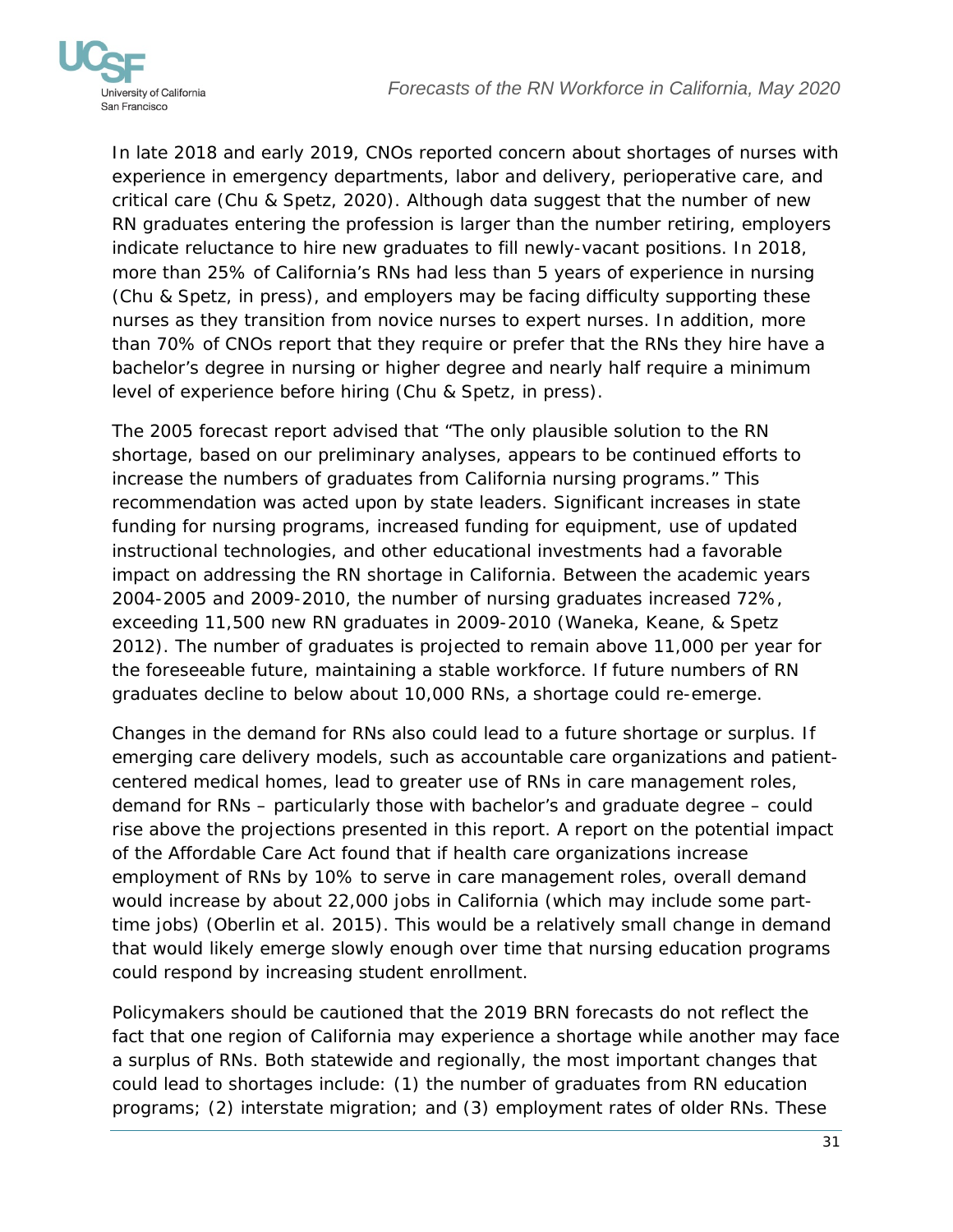In late 2018 and early 2019, CNOs reported concern about shortages of nurses with experience in emergency departments, labor and delivery, perioperative care, and critical care (Chu & Spetz, 2020). Although data suggest that the number of new RN graduates entering the profession is larger than the number retiring, employers indicate reluctance to hire new graduates to fill newly-vacant positions. In 2018, more than 25% of California's RNs had less than 5 years of experience in nursing (Chu & Spetz, in press), and employers may be facing difficulty supporting these nurses as they transition from novice nurses to expert nurses. In addition, more than 70% of CNOs report that they require or prefer that the RNs they hire have a bachelor's degree in nursing or higher degree and nearly half require a minimum level of experience before hiring (Chu & Spetz, in press).

The 2005 forecast report advised that "The only plausible solution to the RN shortage, based on our preliminary analyses, appears to be continued efforts to increase the numbers of graduates from California nursing programs." This recommendation was acted upon by state leaders. Significant increases in state funding for nursing programs, increased funding for equipment, use of updated instructional technologies, and other educational investments had a favorable impact on addressing the RN shortage in California. Between the academic years 2004-2005 and 2009-2010, the number of nursing graduates increased 72%, exceeding 11,500 new RN graduates in 2009-2010 (Waneka, Keane, & Spetz 2012). The number of graduates is projected to remain above 11,000 per year for the foreseeable future, maintaining a stable workforce. If future numbers of RN graduates decline to below about 10,000 RNs, a shortage could re-emerge.

Changes in the demand for RNs also could lead to a future shortage or surplus. If emerging care delivery models, such as accountable care organizations and patient-centered medical homes, lead to greater use of RNs in care management roles, demand for RNs – particularly those with bachelor's and graduate degree – could rise above the projections presented in this report. A report on the potential impact of the Affordable Care Act found that if health care organizations increase employment of RNs by 10% to serve in care management roles, overall demand would increase by about 22,000 jobs in California (which may include some part-time jobs) (Oberlin et al. 2015). This would be a relatively small change in demand that would likely emerge slowly enough over time that nursing education programs could respond by increasing student enrollment.

Policymakers should be cautioned that the 2019 BRN forecasts do not reflect the fact that one region of California may experience a shortage while another may face a surplus of RNs. Both statewide and regionally, the most important changes that could lead to shortages include: (1) the number of graduates from RN education programs; (2) interstate migration; and (3) employment rates of older RNs. These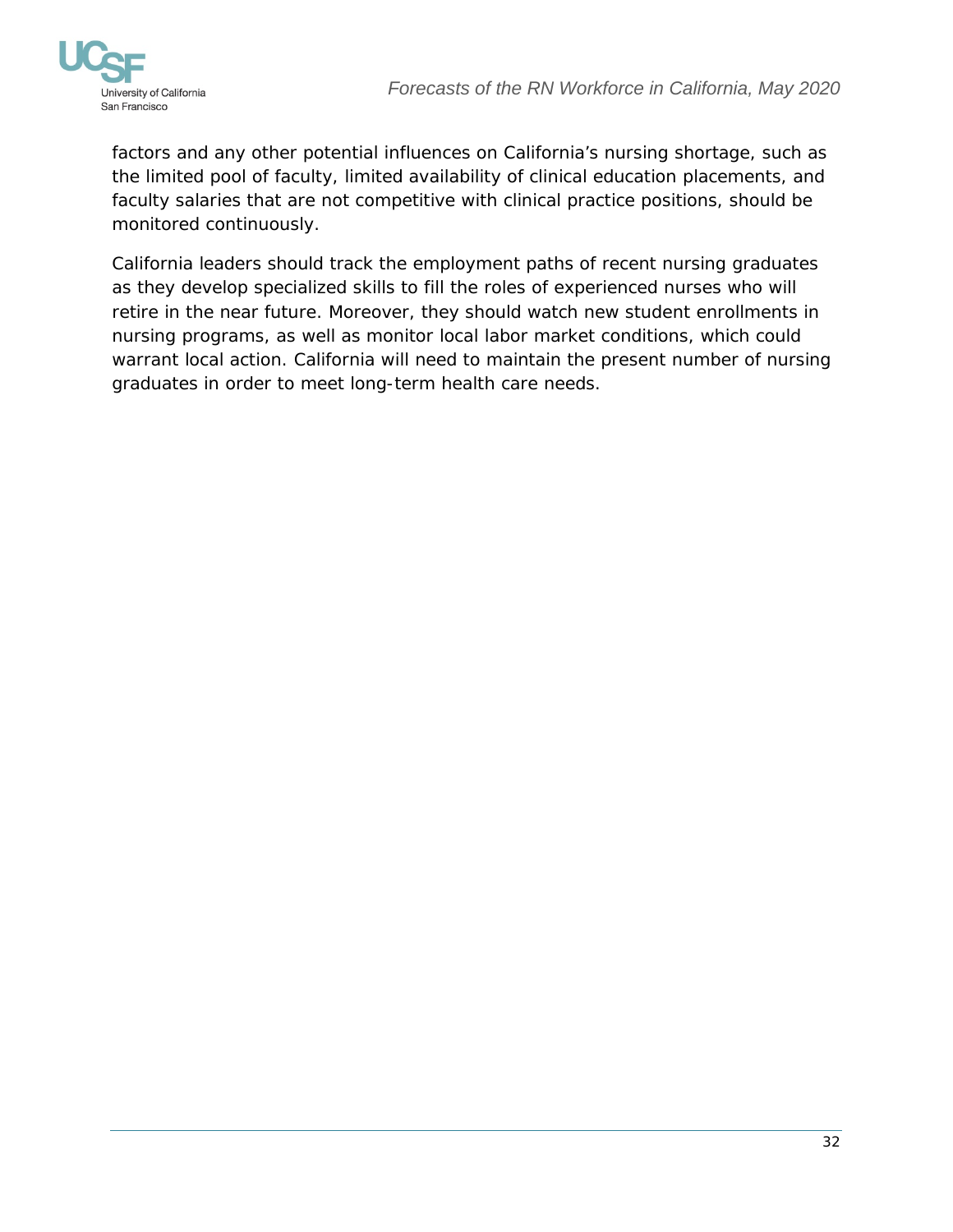factors and any other potential influences on California's nursing shortage, such as the limited pool of faculty, limited availability of clinical education placements, and faculty salaries that are not competitive with clinical practice positions, should be monitored continuously.

California leaders should track the employment paths of recent nursing graduates as they develop specialized skills to fill the roles of experienced nurses who will retire in the near future. Moreover, they should watch new student enrollments in nursing programs, as well as monitor local labor market conditions, which could warrant local action. California will need to maintain the present number of nursing graduates in order to meet long-term health care needs.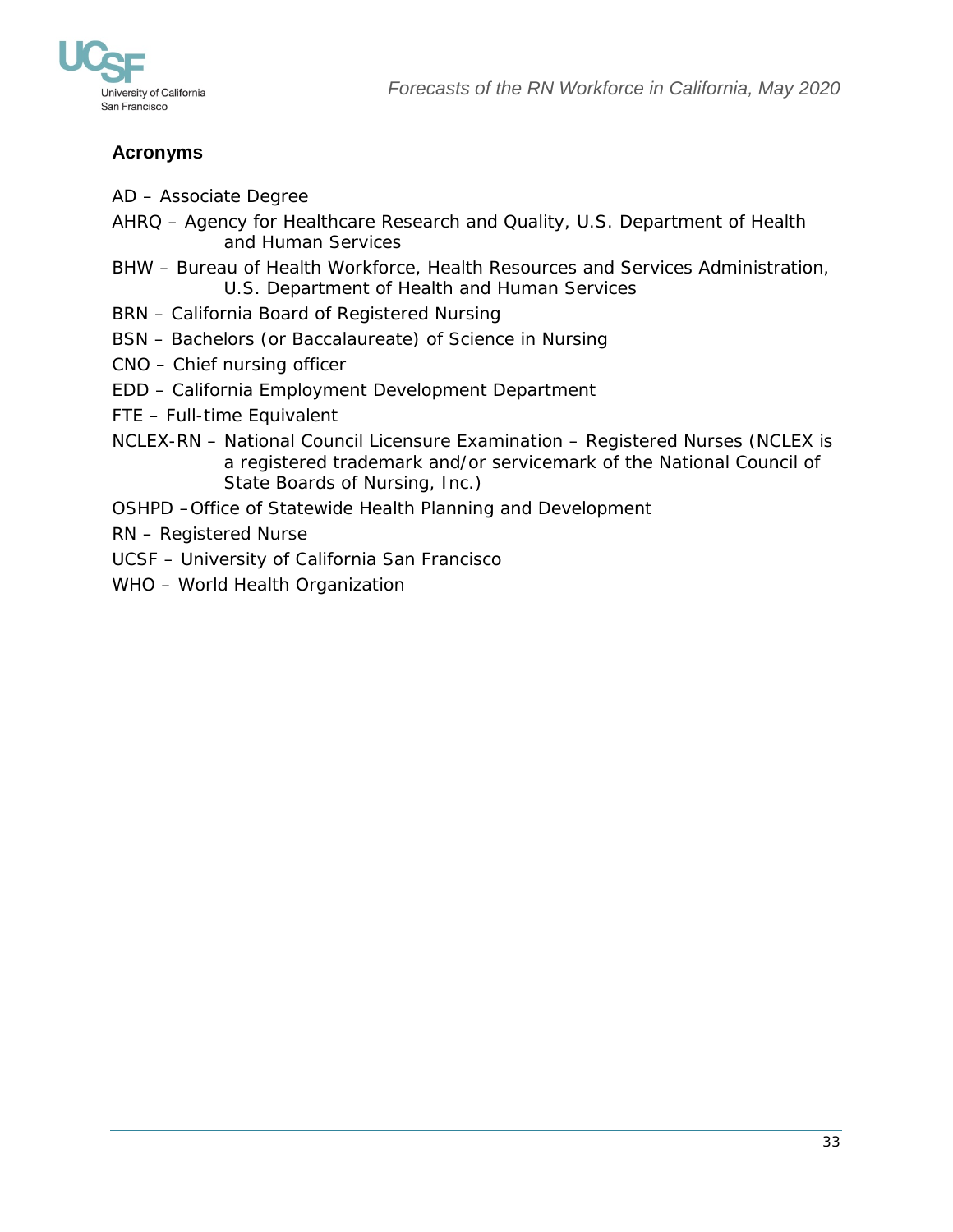## Acronyms

AD – Associate Degree

AHRQ – Agency for Healthcare Research and Quality, U.S. Department of Health and Human Services

BHW – Bureau of Health Workforce, Health Resources and Services Administration, U.S. Department of Health and Human Services

BRN – California Board of Registered Nursing

BSN – Bachelors (or Baccalaureate) of Science in Nursing

CNO – Chief nursing officer

EDD – California Employment Development Department

FTE – Full-time Equivalent

NCLEX-RN – National Council Licensure Examination – Registered Nurses (NCLEX is a registered trademark and/or servicemark of the National Council of State Boards of Nursing, Inc.)

OSHPD –Office of Statewide Health Planning and Development

RN – Registered Nurse

UCSF – University of California San Francisco

WHO – World Health Organization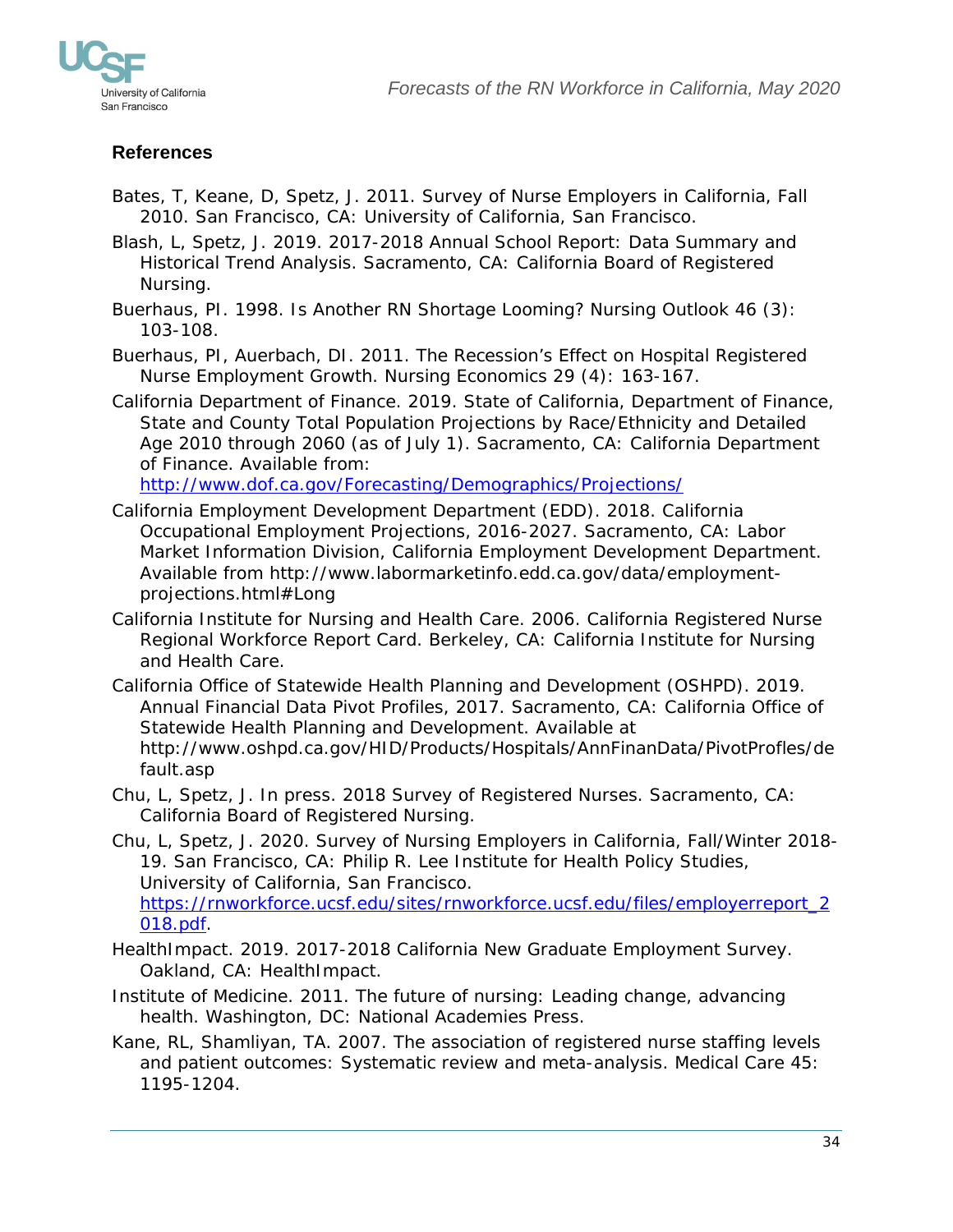## References

Bates, T, Keane, D, Spetz, J. 2011. Survey of Nurse Employers in California, Fall 2010. San Francisco, CA: University of California, San Francisco.

Blash, L, Spetz, J. 2019. 2017-2018 Annual School Report: Data Summary and Historical Trend Analysis. Sacramento, CA: California Board of Registered Nursing.

Buerhaus, PI. 1998. Is Another RN Shortage Looming? Nursing Outlook 46 (3): 103-108.

Buerhaus, PI, Auerbach, DI. 2011. The Recession's Effect on Hospital Registered Nurse Employment Growth. Nursing Economics 29 (4): 163-167.

California Department of Finance. 2019. State of California, Department of Finance, State and County Total Population Projections by Race/Ethnicity and Detailed Age 2010 through 2060 (as of July 1). Sacramento, CA: California Department of Finance. Available from: http://www.dof.ca.gov/Forecasting/Demographics/Projections/

California Employment Development Department (EDD). 2018. California Occupational Employment Projections, 2016-2027. Sacramento, CA: Labor Market Information Division, California Employment Development Department. Available from http://www.labormarketinfo.edd.ca.gov/data/employment-projections.html#Long

California Institute for Nursing and Health Care. 2006. California Registered Nurse Regional Workforce Report Card. Berkeley, CA: California Institute for Nursing and Health Care.

California Office of Statewide Health Planning and Development (OSHPD). 2019. Annual Financial Data Pivot Profiles, 2017. Sacramento, CA: California Office of Statewide Health Planning and Development. Available at http://www.oshpd.ca.gov/HID/Products/Hospitals/AnnFinanData/PivotProfles/default.asp

Chu, L, Spetz, J. In press. 2018 Survey of Registered Nurses. Sacramento, CA: California Board of Registered Nursing.

Chu, L, Spetz, J. 2020. Survey of Nursing Employers in California, Fall/Winter 2018-19. San Francisco, CA: Philip R. Lee Institute for Health Policy Studies, University of California, San Francisco. https://rnworkforce.ucsf.edu/sites/rnworkforce.ucsf.edu/files/employerreport_2018.pdf.

HealthImpact. 2019. 2017-2018 California New Graduate Employment Survey. Oakland, CA: HealthImpact.

Institute of Medicine. 2011. The future of nursing: Leading change, advancing health. Washington, DC: National Academies Press.

Kane, RL, Shamliyan, TA. 2007. The association of registered nurse staffing levels and patient outcomes: Systematic review and meta-analysis. Medical Care 45: 1195-1204.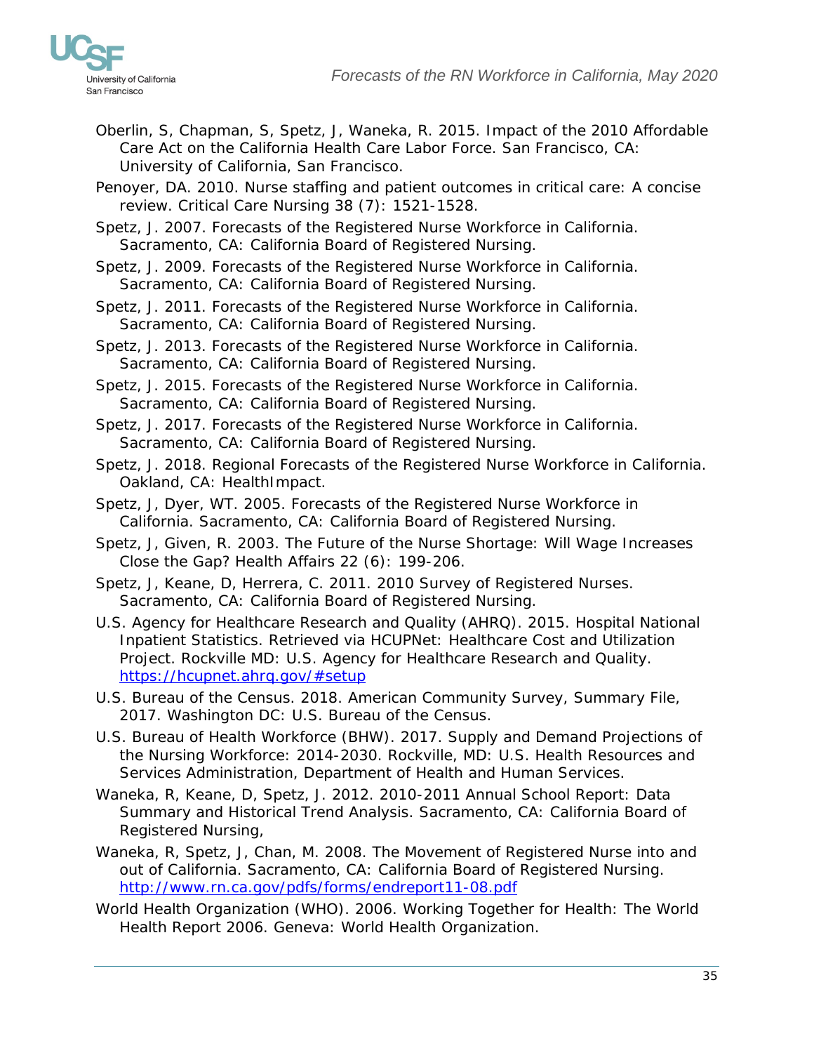Oberlin, S, Chapman, S, Spetz, J, Waneka, R. 2015. Impact of the 2010 Affordable Care Act on the California Health Care Labor Force. San Francisco, CA: University of California, San Francisco.

Penoyer, DA. 2010. Nurse staffing and patient outcomes in critical care: A concise review. Critical Care Nursing 38 (7): 1521-1528.

Spetz, J. 2007. Forecasts of the Registered Nurse Workforce in California. Sacramento, CA: California Board of Registered Nursing.

Spetz, J. 2009. Forecasts of the Registered Nurse Workforce in California. Sacramento, CA: California Board of Registered Nursing.

Spetz, J. 2011. Forecasts of the Registered Nurse Workforce in California. Sacramento, CA: California Board of Registered Nursing.

Spetz, J. 2013. Forecasts of the Registered Nurse Workforce in California. Sacramento, CA: California Board of Registered Nursing.

Spetz, J. 2015. Forecasts of the Registered Nurse Workforce in California. Sacramento, CA: California Board of Registered Nursing.

Spetz, J. 2017. Forecasts of the Registered Nurse Workforce in California. Sacramento, CA: California Board of Registered Nursing.

Spetz, J. 2018. Regional Forecasts of the Registered Nurse Workforce in California. Oakland, CA: HealthImpact.

Spetz, J, Dyer, WT. 2005. Forecasts of the Registered Nurse Workforce in California. Sacramento, CA: California Board of Registered Nursing.

Spetz, J, Given, R. 2003. The Future of the Nurse Shortage: Will Wage Increases Close the Gap? Health Affairs 22 (6): 199-206.

Spetz, J, Keane, D, Herrera, C. 2011. 2010 Survey of Registered Nurses. Sacramento, CA: California Board of Registered Nursing.

U.S. Agency for Healthcare Research and Quality (AHRQ). 2015. Hospital National Inpatient Statistics. Retrieved via HCUPNet: Healthcare Cost and Utilization Project. Rockville MD: U.S. Agency for Healthcare Research and Quality. https://hcupnet.ahrq.gov/#setup

U.S. Bureau of the Census. 2018. American Community Survey, Summary File, 2017. Washington DC: U.S. Bureau of the Census.

U.S. Bureau of Health Workforce (BHW). 2017. Supply and Demand Projections of the Nursing Workforce: 2014-2030. Rockville, MD: U.S. Health Resources and Services Administration, Department of Health and Human Services.

Waneka, R, Keane, D, Spetz, J. 2012. 2010-2011 Annual School Report: Data Summary and Historical Trend Analysis. Sacramento, CA: California Board of Registered Nursing,

Waneka, R, Spetz, J, Chan, M. 2008. The Movement of Registered Nurse into and out of California. Sacramento, CA: California Board of Registered Nursing. http://www.rn.ca.gov/pdfs/forms/endreport11-08.pdf

World Health Organization (WHO). 2006. Working Together for Health: The World Health Report 2006. Geneva: World Health Organization.